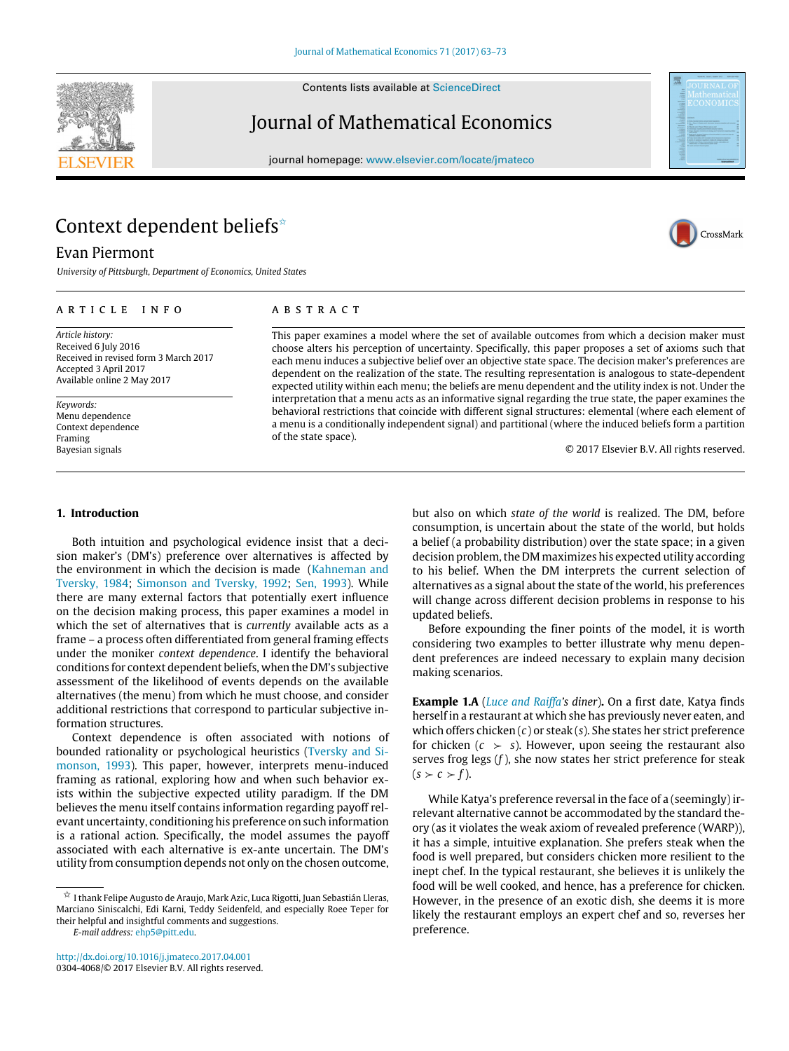Contents lists available at ScienceDirect

Journal of Mathematical Economics

journal homepage: www.elsevier.com/locate/jmateco

# Context dependent beliefs☆

Evan Piermont

*University of Pittsburgh, Department of Economics, United States*

## ARTICLE INFO

*Article history:*
Received 6 July 2016
Received in revised form 3 March 2017
Accepted 3 April 2017
Available online 2 May 2017

*Keywords:*
Menu dependence
Context dependence
Framing
Bayesian signals

## ABSTRACT

This paper examines a model where the set of available outcomes from which a decision maker must choose alters his perception of uncertainty. Specifically, this paper proposes a set of axioms such that each menu induces a subjective belief over an objective state space. The decision maker's preferences are dependent on the realization of the state. The resulting representation is analogous to state-dependent expected utility within each menu; the beliefs are menu dependent and the utility index is not. Under the interpretation that a menu acts as an informative signal regarding the true state, the paper examines the behavioral restrictions that coincide with different signal structures: elemental (where each element of a menu is a conditionally independent signal) and partitional (where the induced beliefs form a partition of the state space).

© 2017 Elsevier B.V. All rights reserved.

## 1. Introduction

Both intuition and psychological evidence insist that a decision maker's (DM's) preference over alternatives is affected by the environment in which the decision is made (Kahneman and Tversky, 1984; Simonson and Tversky, 1992; Sen, 1993). While there are many external factors that potentially exert influence on the decision making process, this paper examines a model in which the set of alternatives that is *currently* available acts as a frame – a process often differentiated from general framing effects under the moniker *context dependence*. I identify the behavioral conditions for context dependent beliefs, when the DM's subjective assessment of the likelihood of events depends on the available alternatives (the menu) from which he must choose, and consider additional restrictions that correspond to particular subjective information structures.

Context dependence is often associated with notions of bounded rationality or psychological heuristics (Tversky and Simonson, 1993). This paper, however, interprets menu-induced framing as rational, exploring how and when such behavior exists within the subjective expected utility paradigm. If the DM believes the menu itself contains information regarding payoff relevant uncertainty, conditioning his preference on such information is a rational action. Specifically, the model assumes the payoff associated with each alternative is ex-ante uncertain. The DM's utility from consumption depends not only on the chosen outcome, but also on which *state of the world* is realized. The DM, before consumption, is uncertain about the state of the world, but holds a belief (a probability distribution) over the state space; in a given decision problem, the DM maximizes his expected utility according to his belief. When the DM interprets the current selection of alternatives as a signal about the state of the world, his preferences will change across different decision problems in response to his updated beliefs.

Before expounding the finer points of the model, it is worth considering two examples to better illustrate why menu dependent preferences are indeed necessary to explain many decision making scenarios.

**Example 1.A** (*Luce and Raiffa's diner*)**.** On a first date, Katya finds herself in a restaurant at which she has previously never eaten, and which offers chicken ($c$) or steak ($s$). She states her strict preference for chicken ($c \succ s$). However, upon seeing the restaurant also serves frog legs ($f$), she now states her strict preference for steak ($s \succ c \succ f$).

While Katya's preference reversal in the face of a (seemingly) irrelevant alternative cannot be accommodated by the standard theory (as it violates the weak axiom of revealed preference (WARP)), it has a simple, intuitive explanation. She prefers steak when the food is well prepared, but considers chicken more resilient to the inept chef. In the typical restaurant, she believes it is unlikely the food will be well cooked, and hence, has a preference for chicken. However, in the presence of an exotic dish, she deems it is more likely the restaurant employs an expert chef and so, reverses her preference.

---

☆ I thank Felipe Augusto de Araujo, Mark Azic, Luca Rigotti, Juan Sebastián Lleras, Marciano Siniscalchi, Edi Karni, Teddy Seidenfeld, and especially Roee Teper for their helpful and insightful comments and suggestions.

*E-mail address:* ehp5@pitt.edu.

http://dx.doi.org/10.1016/j.jmateco.2017.04.001
0304-4068/© 2017 Elsevier B.V. All rights reserved.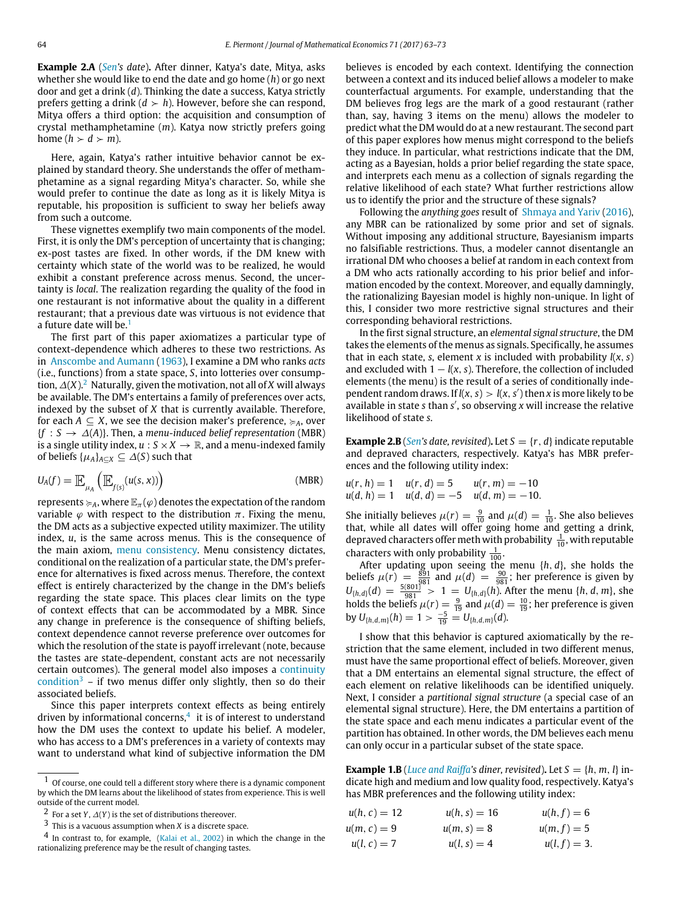**Example 2.A** (*Sen's date*)**.** After dinner, Katya's date, Mitya, asks whether she would like to end the date and go home ($h$) or go next door and get a drink ($d$). Thinking the date a success, Katya strictly prefers getting a drink ($d \succ h$). However, before she can respond, Mitya offers a third option: the acquisition and consumption of crystal methamphetamine ($m$). Katya now strictly prefers going home ($h \succ d \succ m$).

Here, again, Katya's rather intuitive behavior cannot be explained by standard theory. She understands the offer of methamphetamine as a signal regarding Mitya's character. So, while she would prefer to continue the date as long as it is likely Mitya is reputable, his proposition is sufficient to sway her beliefs away from such a outcome.

These vignettes exemplify two main components of the model. First, it is only the DM's perception of uncertainty that is changing; ex-post tastes are fixed. In other words, if the DM knew with certainty which state of the world was to be realized, he would exhibit a constant preference across menus. Second, the uncertainty is *local*. The realization regarding the quality of the food in one restaurant is not informative about the quality in a different restaurant; that a previous date was virtuous is not evidence that a future date will be.[1]

The first part of this paper axiomatizes a particular type of context-dependence which adheres to these two restrictions. As in Anscombe and Aumann (1963), I examine a DM who ranks *acts* (i.e., functions) from a state space, $S$, into lotteries over consumption, $\Delta(X)$.[2] Naturally, given the motivation, not all of $X$ will always be available. The DM's entertains a family of preferences over acts, indexed by the subset of $X$ that is currently available. Therefore, for each $A \subseteq X$, we see the decision maker's preference, $\succcurlyeq_A$, over $\{f : S \to \Delta(A)\}$. Then, a *menu-induced belief representation* (MBR) is a single utility index, $u : S \times X \to \mathbb{R}$, and a menu-indexed family of beliefs $\{\mu_A\}_{A \subseteq X} \subseteq \Delta(S)$ such that

$$U_A(f) = \mathbb{E}_{\mu_A}\left(\mathbb{E}_{f(s)}(u(s,x))\right) \qquad \text{(MBR)}$$

represents $\succcurlyeq_A$, where $\mathbb{E}_\pi(\varphi)$ denotes the expectation of the random variable $\varphi$ with respect to the distribution $\pi$. Fixing the menu, the DM acts as a subjective expected utility maximizer. The utility index, $u$, is the same across menus. This is the consequence of the main axiom, menu consistency. Menu consistency dictates, conditional on the realization of a particular state, the DM's preference for alternatives is fixed across menus. Therefore, the context effect is entirely characterized by the change in the DM's beliefs regarding the state space. This places clear limits on the type of context effects that can be accommodated by a MBR. Since any change in preference is the consequence of shifting beliefs, context dependence cannot reverse preference over outcomes for which the resolution of the state is payoff irrelevant (note, because the tastes are state-dependent, constant acts are not necessarily certain outcomes). The general model also imposes a continuity condition[3] – if two menus differ only slightly, then so do their associated beliefs.

Since this paper interprets context effects as being entirely driven by informational concerns,[4] it is of interest to understand how the DM uses the context to update his belief. A modeler, who has access to a DM's preferences in a variety of contexts may want to understand what kind of subjective information the DM believes is encoded by each context. Identifying the connection between a context and its induced belief allows a modeler to make counterfactual arguments. For example, understanding that the DM believes frog legs are the mark of a good restaurant (rather than, say, having 3 items on the menu) allows the modeler to predict what the DM would do at a new restaurant. The second part of this paper explores how menus might correspond to the beliefs they induce. In particular, what restrictions indicate that the DM, acting as a Bayesian, holds a prior belief regarding the state space, and interprets each menu as a collection of signals regarding the relative likelihood of each state? What further restrictions allow us to identify the prior and the structure of these signals?

Following the *anything goes* result of Shmaya and Yariv (2016), any MBR can be rationalized by some prior and set of signals. Without imposing any additional structure, Bayesianism imparts no falsifiable restrictions. Thus, a modeler cannot disentangle an irrational DM who chooses a belief at random in each context from a DM who acts rationally according to his prior belief and information encoded by the context. Moreover, and equally damningly, the rationalizing Bayesian model is highly non-unique. In light of this, I consider two more restrictive signal structures and their corresponding behavioral restrictions.

In the first signal structure, an *elemental signal structure*, the DM takes the elements of the menus as signals. Specifically, he assumes that in each state, $s$, element $x$ is included with probability $l(x,s)$ and excluded with $1 - l(x,s)$. Therefore, the collection of included elements (the menu) is the result of a series of conditionally independent random draws. If $l(x,s) > l(x,s')$ then $x$ is more likely to be available in state $s$ than $s'$, so observing $x$ will increase the relative likelihood of state $s$.

**Example 2.B** (*Sen's date, revisited*)**.** Let $S = \{r, d\}$ indicate reputable and depraved characters, respectively. Katya's has MBR preferences and the following utility index:

$$u(r,h) = 1 \quad u(r,d) = 5 \quad u(r,m) = -10$$
$$u(d,h) = 1 \quad u(d,d) = -5 \quad u(d,m) = -10.$$

She initially believes $\mu(r) = \frac{9}{10}$ and $\mu(d) = \frac{1}{10}$. She also believes that, while all dates will offer going home and getting a drink, depraved characters offer meth with probability $\frac{1}{10}$, with reputable characters with only probability $\frac{1}{100}$.

After updating upon seeing the menu $\{h, d\}$, she holds the beliefs $\mu(r) = \frac{891}{981}$ and $\mu(d) = \frac{90}{981}$; her preference is given by $U_{\{h,d\}}(d) = \frac{5(801)}{981} > 1 = U_{\{h,d\}}(h)$. After the menu $\{h, d, m\}$, she holds the beliefs $\mu(r) = \frac{9}{19}$ and $\mu(d) = \frac{10}{19}$; her preference is given by $U_{\{h,d,m\}}(h) = 1 > \frac{-5}{19} = U_{\{h,d,m\}}(d)$.

I show that this behavior is captured axiomatically by the restriction that the same element, included in two different menus, must have the same proportional effect of beliefs. Moreover, given that a DM entertains an elemental signal structure, the effect of each element on relative likelihoods can be identified uniquely. Next, I consider a *partitional signal structure* (a special case of an elemental signal structure). Here, the DM entertains a partition of the state space and each menu indicates a particular event of the partition has obtained. In other words, the DM believes each menu can only occur in a particular subset of the state space.

**Example 1.B** (*Luce and Raiffa's diner, revisited*)**.** Let $S = \{h, m, l\}$ indicate high and medium and low quality food, respectively. Katya's has MBR preferences and the following utility index:

$$u(h,c) = 12 \qquad u(h,s) = 16 \qquad u(h,f) = 6$$
$$u(m,c) = 9 \qquad u(m,s) = 8 \qquad u(m,f) = 5$$
$$u(l,c) = 7 \qquad u(l,s) = 4 \qquad u(l,f) = 3.$$

---

[1] Of course, one could tell a different story where there is a dynamic component by which the DM learns about the likelihood of states from experience. This is well outside of the current model.

[2] For a set $Y$, $\Delta(Y)$ is the set of distributions thereover.

[3] This is a vacuous assumption when $X$ is a discrete space.

[4] In contrast to, for example, (Kalai et al., 2002) in which the change in the rationalizing preference may be the result of changing tastes.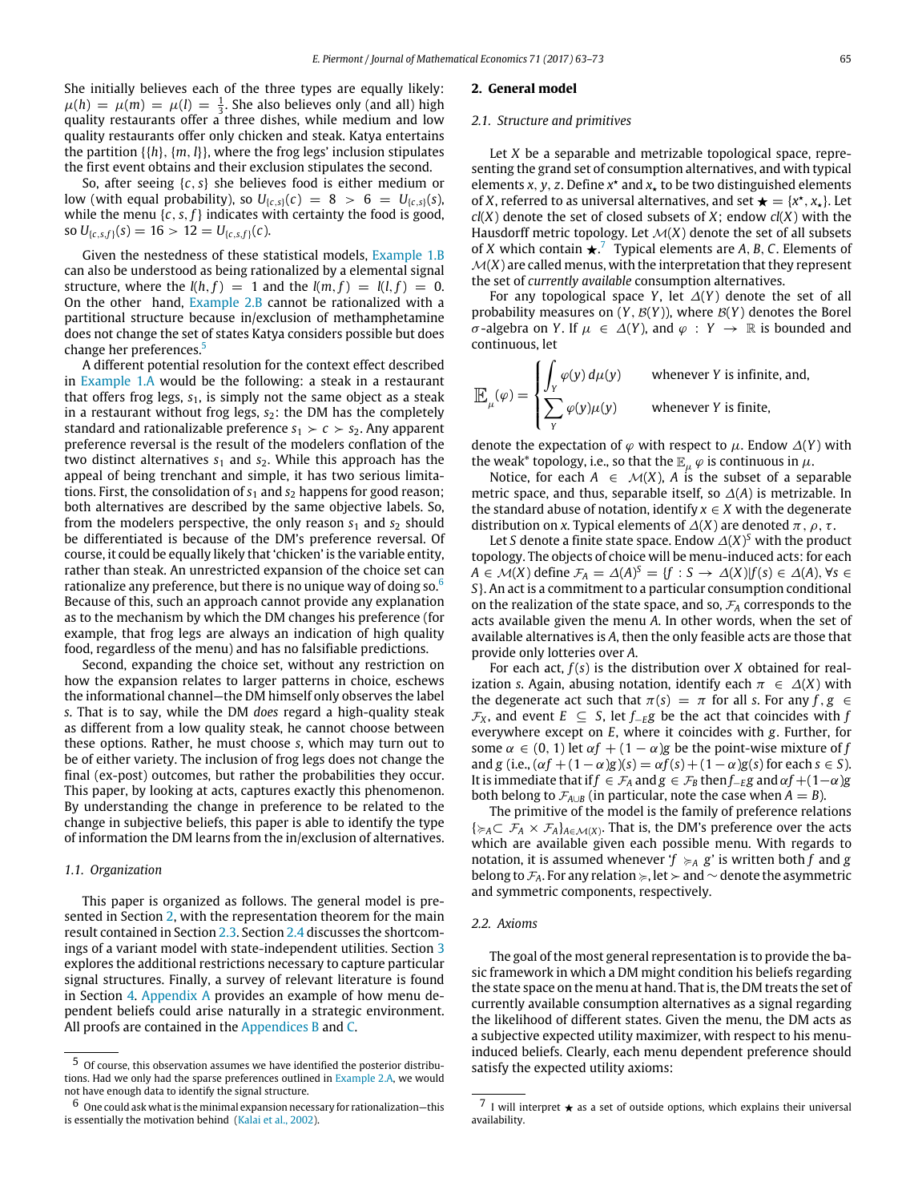She initially believes each of the three types are equally likely: $\mu(h) = \mu(m) = \mu(l) = \frac{1}{3}$. She also believes only (and all) high quality restaurants offer a three dishes, while medium and low quality restaurants offer only chicken and steak. Katya entertains the partition $\{\{h\}, \{m, l\}\}$, where the frog legs' inclusion stipulates the first event obtains and their exclusion stipulates the second.

So, after seeing $\{c, s\}$ she believes food is either medium or low (with equal probability), so $U_{\{c,s\}}(c) = 8 > 6 = U_{\{c,s\}}(s)$, while the menu $\{c, s, f\}$ indicates with certainty the food is good, so $U_{\{c,s,f\}}(s) = 16 > 12 = U_{\{c,s,f\}}(c)$.

Given the nestedness of these statistical models, Example 1.B can also be understood as being rationalized by a elemental signal structure, where the $l(h, f) = 1$ and the $l(m, f) = l(l, f) = 0$. On the other hand, Example 2.B cannot be rationalized with a partitional structure because in/exclusion of methamphetamine does not change the set of states Katya considers possible but does change her preferences.[5]

A different potential resolution for the context effect described in Example 1.A would be the following: a steak in a restaurant that offers frog legs, $s_1$, is simply not the same object as a steak in a restaurant without frog legs, $s_2$: the DM has the completely standard and rationalizable preference $s_1 \succ c \succ s_2$. Any apparent preference reversal is the result of the modelers conflation of the two distinct alternatives $s_1$ and $s_2$. While this approach has the appeal of being trenchant and simple, it has two serious limitations. First, the consolidation of $s_1$ and $s_2$ happens for good reason; both alternatives are described by the same objective labels. So, from the modelers perspective, the only reason $s_1$ and $s_2$ should be differentiated is because of the DM's preference reversal. Of course, it could be equally likely that 'chicken' is the variable entity, rather than steak. An unrestricted expansion of the choice set can rationalize any preference, but there is no unique way of doing so.[6] Because of this, such an approach cannot provide any explanation as to the mechanism by which the DM changes his preference (for example, that frog legs are always an indication of high quality food, regardless of the menu) and has no falsifiable predictions.

Second, expanding the choice set, without any restriction on how the expansion relates to larger patterns in choice, eschews the informational channel—the DM himself only observes the label $s$. That is to say, while the DM *does* regard a high-quality steak as different from a low quality steak, he cannot choose between these options. Rather, he must choose $s$, which may turn out to be of either variety. The inclusion of frog legs does not change the final (ex-post) outcomes, but rather the probabilities they occur. This paper, by looking at acts, captures exactly this phenomenon. By understanding the change in preference to be related to the change in subjective beliefs, this paper is able to identify the type of information the DM learns from the in/exclusion of alternatives.

### 1.1. Organization

This paper is organized as follows. The general model is presented in Section 2, with the representation theorem for the main result contained in Section 2.3. Section 2.4 discusses the shortcomings of a variant model with state-independent utilities. Section 3 explores the additional restrictions necessary to capture particular signal structures. Finally, a survey of relevant literature is found in Section 4. Appendix A provides an example of how menu dependent beliefs could arise naturally in a strategic environment. All proofs are contained in the Appendices B and C.

## 2. General model

### 2.1. Structure and primitives

Let $X$ be a separable and metrizable topological space, representing the grand set of consumption alternatives, and with typical elements $x, y, z$. Define $x^\star$ and $x_\star$ to be two distinguished elements of $X$, referred to as universal alternatives, and set $\bigstar = \{x^\star, x_\star\}$. Let $cl(X)$ denote the set of closed subsets of $X$; endow $cl(X)$ with the Hausdorff metric topology. Let $\mathcal{M}(X)$ denote the set of all subsets of $X$ which contain $\bigstar$.[7] Typical elements are $A, B, C$. Elements of $\mathcal{M}(X)$ are called menus, with the interpretation that they represent the set of *currently available* consumption alternatives.

For any topological space $Y$, let $\Delta(Y)$ denote the set of all probability measures on $(Y, \mathcal{B}(Y))$, where $\mathcal{B}(Y)$ denotes the Borel $\sigma$-algebra on $Y$. If $\mu \in \Delta(Y)$, and $\varphi : Y \to \mathbb{R}$ is bounded and continuous, let

$$\mathbb{E}_{\mu}(\varphi) = \begin{cases} \int_Y \varphi(y)\, d\mu(y) & \text{whenever } Y \text{ is infinite, and,} \\ \sum_Y \varphi(y)\mu(y) & \text{whenever } Y \text{ is finite,} \end{cases}$$

denote the expectation of $\varphi$ with respect to $\mu$. Endow $\Delta(Y)$ with the weak* topology, i.e., so that the $\mathbb{E}_{\mu}\,\varphi$ is continuous in $\mu$.

Notice, for each $A \in \mathcal{M}(X)$, $A$ is the subset of a separable metric space, and thus, separable itself, so $\Delta(A)$ is metrizable. In the standard abuse of notation, identify $x \in X$ with the degenerate distribution on $x$. Typical elements of $\Delta(X)$ are denoted $\pi, \rho, \tau$.

Let $S$ denote a finite state space. Endow $\Delta(X)^S$ with the product topology. The objects of choice will be menu-induced acts: for each $A \in \mathcal{M}(X)$ define $\mathcal{F}_A = \Delta(A)^S = \{f : S \to \Delta(X) | f(s) \in \Delta(A), \forall s \in S\}$. An act is a commitment to a particular consumption conditional on the realization of the state space, and so, $\mathcal{F}_A$ corresponds to the acts available given the menu $A$. In other words, when the set of available alternatives is $A$, then the only feasible acts are those that provide only lotteries over $A$.

For each act, $f(s)$ is the distribution over $X$ obtained for realization $s$. Again, abusing notation, identify each $\pi \in \Delta(X)$ with the degenerate act such that $\pi(s) = \pi$ for all $s$. For any $f, g \in \mathcal{F}_X$, and event $E \subseteq S$, let $f_{-E}g$ be the act that coincides with $f$ everywhere except on $E$, where it coincides with $g$. Further, for some $\alpha \in (0, 1)$ let $\alpha f + (1-\alpha)g$ be the point-wise mixture of $f$ and $g$ (i.e., $(\alpha f + (1-\alpha)g)(s) = \alpha f(s) + (1-\alpha)g(s)$ for each $s \in S$). It is immediate that if $f \in \mathcal{F}_A$ and $g \in \mathcal{F}_B$ then $f_{-E}g$ and $\alpha f + (1-\alpha)g$ both belong to $\mathcal{F}_{A\cup B}$ (in particular, note the case when $A = B$).

The primitive of the model is the family of preference relations $\{\succcurlyeq_A \subset \mathcal{F}_A \times \mathcal{F}_A\}_{A \in \mathcal{M}(X)}$. That is, the DM's preference over the acts which are available given each possible menu. With regards to notation, it is assumed whenever '$f \succcurlyeq_A g$' is written both $f$ and $g$ belong to $\mathcal{F}_A$. For any relation $\succcurlyeq$, let $\succ$ and $\sim$ denote the asymmetric and symmetric components, respectively.

### 2.2. Axioms

The goal of the most general representation is to provide the basic framework in which a DM might condition his beliefs regarding the state space on the menu at hand. That is, the DM treats the set of currently available consumption alternatives as a signal regarding the likelihood of different states. Given the menu, the DM acts as a subjective expected utility maximizer, with respect to his menu-induced beliefs. Clearly, each menu dependent preference should satisfy the expected utility axioms:

---

[5] Of course, this observation assumes we have identified the posterior distributions. Had we only had the sparse preferences outlined in Example 2.A, we would not have enough data to identify the signal structure.

[6] One could ask what is the minimal expansion necessary for rationalization—this is essentially the motivation behind (Kalai et al., 2002).

[7] I will interpret $\bigstar$ as a set of outside options, which explains their universal availability.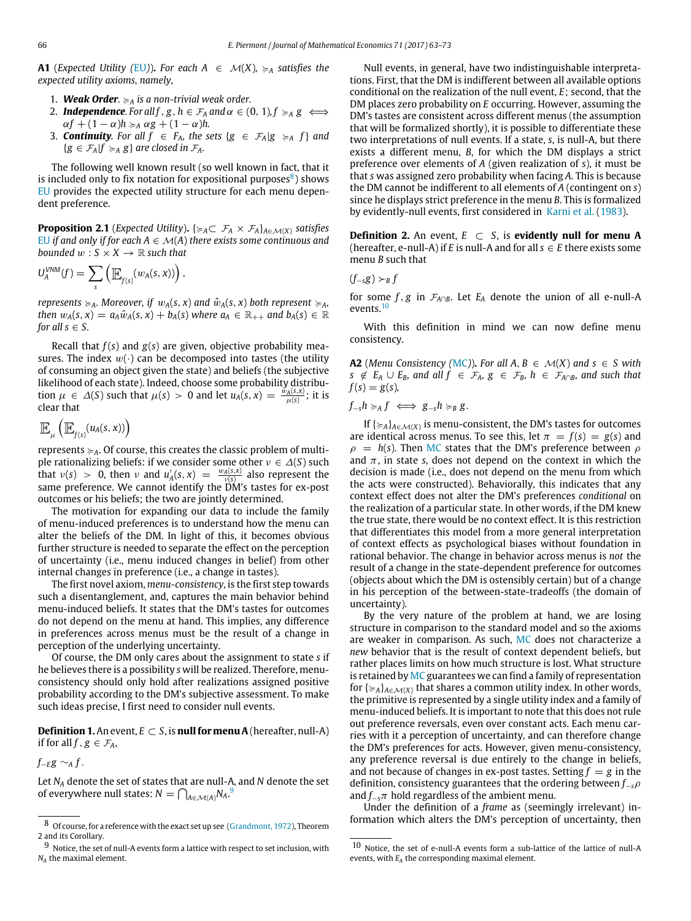**A1** (*Expected Utility* (EU)). *For each $A \in \mathcal{M}(X)$, $\succcurlyeq_A$ satisfies the expected utility axioms, namely,*

1. ***Weak Order***. *$\succcurlyeq_A$ is a non-trivial weak order.*
2. ***Independence***. *For all $f, g, h \in \mathcal{F}_A$ and $\alpha \in (0, 1)$, $f \succcurlyeq_A g \iff \alpha f + (1-\alpha)h \succcurlyeq_A \alpha g + (1-\alpha)h$.*
3. ***Continuity***. *For all $f \in F_A$, the sets $\{g \in \mathcal{F}_A | g \succcurlyeq_A f\}$ and $\{g \in \mathcal{F}_A | f \succcurlyeq_A g\}$ are closed in $\mathcal{F}_A$.*

The following well known result (so well known in fact, that it is included only to fix notation for expositional purposes[8]) shows EU provides the expected utility structure for each menu dependent preference.

**Proposition 2.1** (*Expected Utility*). *$\{\succcurlyeq_A \subset \mathcal{F}_A \times \mathcal{F}_A\}_{A\in\mathcal{M}(X)}$ satisfies EU if and only if for each $A \in \mathcal{M}(A)$ there exists some continuous and bounded $w : S \times X \to \mathbb{R}$ such that*

$$U_A^{VNM}(f) = \sum_s \left( \mathbb{E}_{f(s)}(w_A(s, x)) \right),$$

*represents $\succcurlyeq_A$. Moreover, if $w_A(s, x)$ and $\hat{w}_A(s, x)$ both represent $\succcurlyeq_A$, then $w_A(s, x) = a_A \hat{w}_A(s, x) + b_A(s)$ where $a_A \in \mathbb{R}_{++}$ and $b_A(s) \in \mathbb{R}$ for all $s \in S$.*

Recall that $f(s)$ and $g(s)$ are given, objective probability measures. The index $w(\cdot)$ can be decomposed into tastes (the utility of consuming an object given the state) and beliefs (the subjective likelihood of each state). Indeed, choose some probability distribution $\mu \in \Delta(S)$ such that $\mu(s) > 0$ and let $u_A(s, x) = \frac{w_A(s,x)}{\mu(s)}$; it is clear that

$$\mathbb{E}_\mu \left( \mathbb{E}_{f(s)}(u_A(s, x)) \right)$$

represents $\succcurlyeq_A$. Of course, this creates the classic problem of multiple rationalizing beliefs: if we consider some other $\nu \in \Delta(S)$ such that $\nu(s) > 0$, then $\nu$ and $u'_A(s, x) = \frac{w_A(s,x)}{\nu(s)}$ also represent the same preference. We cannot identify the DM's tastes for ex-post outcomes or his beliefs; the two are jointly determined.

The motivation for expanding our data to include the family of menu-induced preferences is to understand how the menu can alter the beliefs of the DM. In light of this, it becomes obvious further structure is needed to separate the effect on the perception of uncertainty (i.e., menu induced changes in belief) from other internal changes in preference (i.e., a change in tastes).

The first novel axiom, *menu-consistency*, is the first step towards such a disentanglement, and, captures the main behavior behind menu-induced beliefs. It states that the DM's tastes for outcomes do not depend on the menu at hand. This implies, any difference in preferences across menus must be the result of a change in perception of the underlying uncertainty.

Of course, the DM only cares about the assignment to state $s$ if he believes there is a possibility $s$ will be realized. Therefore, menu-consistency should only hold after realizations assigned positive probability according to the DM's subjective assessment. To make such ideas precise, I first need to consider null events.

**Definition 1.** An event, $E \subset S$, is **null for menu A** (hereafter, null-A) if for all $f, g \in \mathcal{F}_A$,

$$f_{-E}g \sim_A f.$$

Let $N_A$ denote the set of states that are null-A, and $N$ denote the set of everywhere null states: $N = \bigcap_{A\in\mathcal{M}(A)} N_A$.[9]

Null events, in general, have two indistinguishable interpretations. First, that the DM is indifferent between all available options conditional on the realization of the null event, $E$; second, that the DM places zero probability on $E$ occurring. However, assuming the DM's tastes are consistent across different menus (the assumption that will be formalized shortly), it is possible to differentiate these two interpretations of null events. If a state, $s$, is null-A, but there exists a different menu, $B$, for which the DM displays a strict preference over elements of $A$ (given realization of $s$), it must be that $s$ was assigned zero probability when facing $A$. This is because the DM cannot be indifferent to all elements of $A$ (contingent on $s$) since he displays strict preference in the menu $B$. This is formalized by evidently-null events, first considered in Karni et al. (1983).

**Definition 2.** An event, $E \subset S$, is **evidently null for menu A** (hereafter, e-null-A) if $E$ is null-A and for all $s \in E$ there exists some menu $B$ such that

$$(f_{-s}g) \succ_B f$$

for some $f, g$ in $\mathcal{F}_{A\cap B}$. Let $E_A$ denote the union of all e-null-A events.[10]

With this definition in mind we can now define menu consistency.

**A2** (*Menu Consistency* (MC)). *For all $A, B \in \mathcal{M}(X)$ and $s \in S$ with $s \notin E_A \cup E_B$, and all $f \in \mathcal{F}_A$, $g \in \mathcal{F}_B$, $h \in \mathcal{F}_{A\cap B}$, and such that $f(s) = g(s)$,*

$$f_{-s}h \succcurlyeq_A f \iff g_{-s}h \succcurlyeq_B g.$$

If $\{\succcurlyeq_A\}_{A\in\mathcal{M}(X)}$ is menu-consistent, the DM's tastes for outcomes are identical across menus. To see this, let $\pi = f(s) = g(s)$ and $\rho = h(s)$. Then MC states that the DM's preference between $\rho$ and $\pi$, in state $s$, does not depend on the context in which the decision is made (i.e., does not depend on the menu from which the acts were constructed). Behaviorally, this indicates that any context effect does not alter the DM's preferences *conditional* on the realization of a particular state. In other words, if the DM knew the true state, there would be no context effect. It is this restriction that differentiates this model from a more general interpretation of context effects as psychological biases without foundation in rational behavior. The change in behavior across menus is *not* the result of a change in the state-dependent preference for outcomes (objects about which the DM is ostensibly certain) but of a change in his perception of the between-state-tradeoffs (the domain of uncertainty).

By the very nature of the problem at hand, we are losing structure in comparison to the standard model and so the axioms are weaker in comparison. As such, MC does not characterize a *new* behavior that is the result of context dependent beliefs, but rather places limits on how much structure is lost. What structure is retained by MC guarantees we can find a family of representation for $\{\succcurlyeq_A\}_{A\in\mathcal{M}(X)}$ that shares a common utility index. In other words, the primitive is represented by a single utility index and a family of menu-induced beliefs. It is important to note that this does not rule out preference reversals, even over constant acts. Each menu carries with it a perception of uncertainty, and can therefore change the DM's preferences for acts. However, given menu-consistency, any preference reversal is due entirely to the change in beliefs, and not because of changes in ex-post tastes. Setting $f = g$ in the definition, consistency guarantees that the ordering between $f_{-s}\rho$ and $f_{-s}\pi$ hold regardless of the ambient menu.

Under the definition of a *frame* as (seemingly irrelevant) information which alters the DM's perception of uncertainty, then

[8] Of course, for a reference with the exact set up see (Grandmont, 1972), Theorem 2 and its Corollary.

[9] Notice, the set of null-A events form a lattice with respect to set inclusion, with $N_A$ the maximal element.

[10] Notice, the set of e-null-A events form a sub-lattice of the lattice of null-A events, with $E_A$ the corresponding maximal element.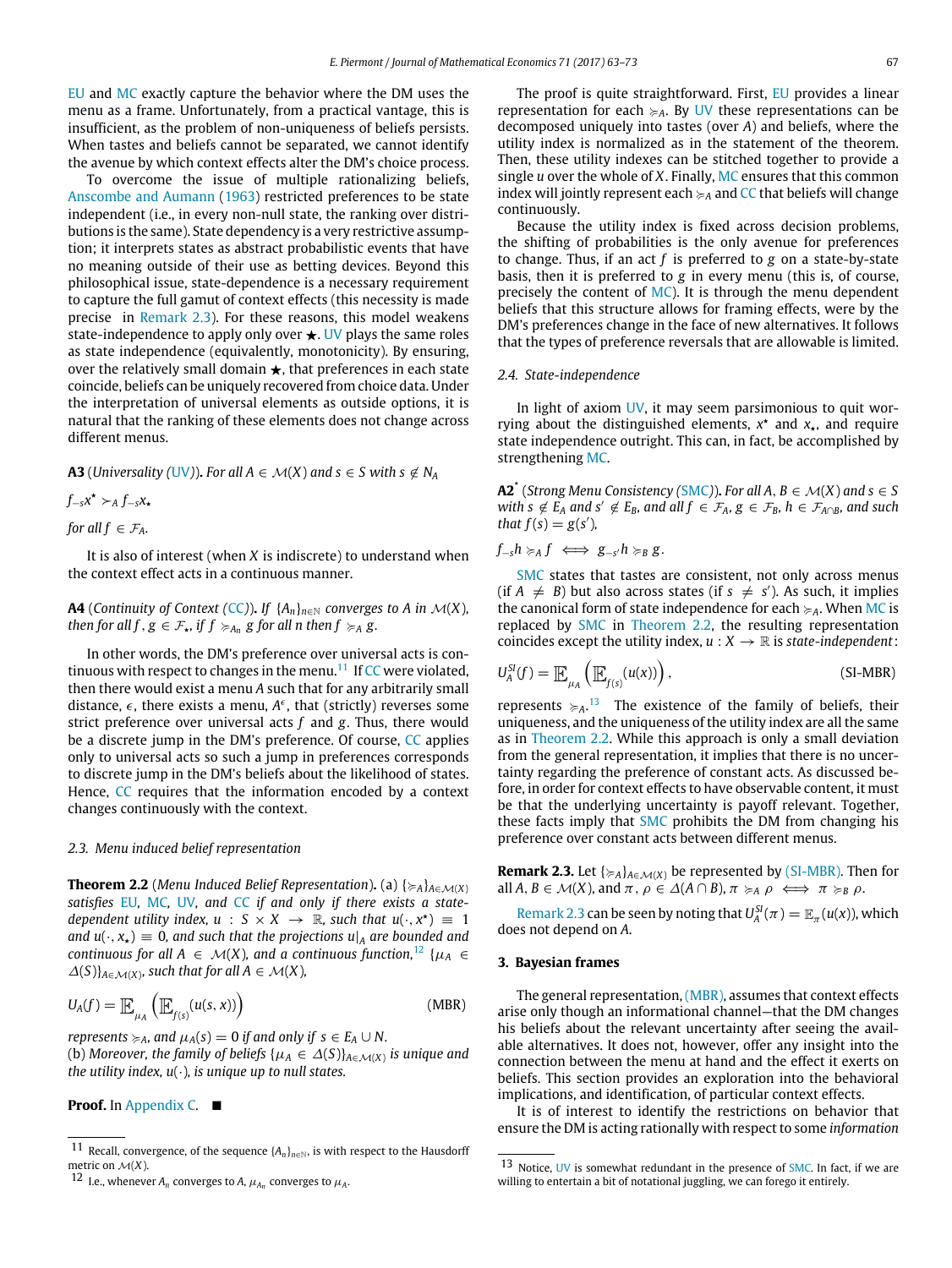EU and MC exactly capture the behavior where the DM uses the menu as a frame. Unfortunately, from a practical vantage, this is insufficient, as the problem of non-uniqueness of beliefs persists. When tastes and beliefs cannot be separated, we cannot identify the avenue by which context effects alter the DM's choice process.

To overcome the issue of multiple rationalizing beliefs, Anscombe and Aumann (1963) restricted preferences to be state independent (i.e., in every non-null state, the ranking over distributions is the same). State dependency is a very restrictive assumption; it interprets states as abstract probabilistic events that have no meaning outside of their use as betting devices. Beyond this philosophical issue, state-dependence is a necessary requirement to capture the full gamut of context effects (this necessity is made precise in Remark 2.3). For these reasons, this model weakens state-independence to apply only over $\star$. UV plays the same roles as state independence (equivalently, monotonicity). By ensuring, over the relatively small domain $\star$, that preferences in each state coincide, beliefs can be uniquely recovered from choice data. Under the interpretation of universal elements as outside options, it is natural that the ranking of these elements does not change across different menus.

**A3** (*Universality (UV)*). *For all $A \in \mathcal{M}(X)$ and $s \in S$ with $s \notin N_A$*

$f_{-s}x^\star \succ_A f_{-s}x_\star$

*for all $f \in \mathcal{F}_A$.*

It is also of interest (when $X$ is indiscrete) to understand when the context effect acts in a continuous manner.

**A4** (*Continuity of Context (CC)*). *If $\{A_n\}_{n\in\mathbb{N}}$ converges to $A$ in $\mathcal{M}(X)$, then for all $f, g \in \mathcal{F}_\star$, if $f \succcurlyeq_{A_n} g$ for all $n$ then $f \succcurlyeq_A g$.*

In other words, the DM's preference over universal acts is continuous with respect to changes in the menu.[11] If CC were violated, then there would exist a menu $A$ such that for any arbitrarily small distance, $\epsilon$, there exists a menu, $A^\epsilon$, that (strictly) reverses some strict preference over universal acts $f$ and $g$. Thus, there would be a discrete jump in the DM's preference. Of course, CC applies only to universal acts so such a jump in preferences corresponds to discrete jump in the DM's beliefs about the likelihood of states. Hence, CC requires that the information encoded by a context changes continuously with the context.

### 2.3. Menu induced belief representation

**Theorem 2.2** (*Menu Induced Belief Representation*). (a) $\{\succcurlyeq_A\}_{A\in\mathcal{M}(X)}$ *satisfies EU, MC, UV, and CC if and only if there exists a state-dependent utility index, $u : S \times X \to \mathbb{R}$, such that $u(\cdot, x^\star) \equiv 1$ and $u(\cdot, x_\star) \equiv 0$, and such that the projections $u|_A$ are bounded and continuous for all $A \in \mathcal{M}(X)$, and a continuous function,*[12] $\{\mu_A \in \Delta(S)\}_{A\in\mathcal{M}(X)}$, *such that for all $A \in \mathcal{M}(X)$,*

$$U_A(f) = \mathop{\mathbb{E}}_{\mu_A}\left(\mathop{\mathbb{E}}_{f(s)}(u(s,x))\right) \tag{MBR}$$

*represents $\succcurlyeq_A$, and $\mu_A(s) = 0$ if and only if $s \in E_A \cup N$.*
(b) *Moreover, the family of beliefs $\{\mu_A \in \Delta(S)\}_{A\in\mathcal{M}(X)}$ is unique and the utility index, $u(\cdot)$, is unique up to null states.*

**Proof.** In Appendix C. ■

The proof is quite straightforward. First, EU provides a linear representation for each $\succcurlyeq_A$. By UV these representations can be decomposed uniquely into tastes (over $A$) and beliefs, where the utility index is normalized as in the statement of the theorem. Then, these utility indexes can be stitched together to provide a single $u$ over the whole of $X$. Finally, MC ensures that this common index will jointly represent each $\succcurlyeq_A$ and CC that beliefs will change continuously.

Because the utility index is fixed across decision problems, the shifting of probabilities is the only avenue for preferences to change. Thus, if an act $f$ is preferred to $g$ on a state-by-state basis, then it is preferred to $g$ in every menu (this is, of course, precisely the content of MC). It is through the menu dependent beliefs that this structure allows for framing effects, were by the DM's preferences change in the face of new alternatives. It follows that the types of preference reversals that are allowable is limited.

### 2.4. State-independence

In light of axiom UV, it may seem parsimonious to quit worrying about the distinguished elements, $x^\star$ and $x_\star$, and require state independence outright. This can, in fact, be accomplished by strengthening MC.

**A2$^*$** (*Strong Menu Consistency (SMC)*). *For all $A, B \in \mathcal{M}(X)$ and $s \in S$ with $s \notin E_A$ and $s' \notin E_B$, and all $f \in \mathcal{F}_A$, $g \in \mathcal{F}_B$, $h \in \mathcal{F}_{A\cap B}$, and such that $f(s) = g(s')$,*

$f_{-s}h \succcurlyeq_A f \iff g_{-s'}h \succcurlyeq_B g.$

SMC states that tastes are consistent, not only across menus (if $A \neq B$) but also across states (if $s \neq s'$). As such, it implies the canonical form of state independence for each $\succcurlyeq_A$. When MC is replaced by SMC in Theorem 2.2, the resulting representation coincides except the utility index, $u : X \to \mathbb{R}$ is *state-independent*:

$$U_A^{SI}(f) = \mathop{\mathbb{E}}_{\mu_A}\left(\mathop{\mathbb{E}}_{f(s)}(u(x))\right), \tag{SI-MBR}$$

represents $\succcurlyeq_A$.[13] The existence of the family of beliefs, their uniqueness, and the uniqueness of the utility index are all the same as in Theorem 2.2. While this approach is only a small deviation from the general representation, it implies that there is no uncertainty regarding the preference of constant acts. As discussed before, in order for context effects to have observable content, it must be that the underlying uncertainty is payoff relevant. Together, these facts imply that SMC prohibits the DM from changing his preference over constant acts between different menus.

**Remark 2.3.** Let $\{\succcurlyeq_A\}_{A\in\mathcal{M}(X)}$ be represented by (SI-MBR). Then for all $A, B \in \mathcal{M}(X)$, and $\pi, \rho \in \Delta(A \cap B)$, $\pi \succcurlyeq_A \rho \iff \pi \succcurlyeq_B \rho$.

Remark 2.3 can be seen by noting that $U_A^{SI}(\pi) = \mathbb{E}_\pi(u(x))$, which does not depend on $A$.

## 3. Bayesian frames

The general representation, (MBR), assumes that context effects arise only though an informational channel—that the DM changes his beliefs about the relevant uncertainty after seeing the available alternatives. It does not, however, offer any insight into the connection between the menu at hand and the effect it exerts on beliefs. This section provides an exploration into the behavioral implications, and identification, of particular context effects.

It is of interest to identify the restrictions on behavior that ensure the DM is acting rationally with respect to some *information*

---

[11] Recall, convergence, of the sequence $\{A_n\}_{n\in\mathbb{N}}$, is with respect to the Hausdorff metric on $\mathcal{M}(X)$.

[12] I.e., whenever $A_n$ converges to $A$, $\mu_{A_n}$ converges to $\mu_A$.

[13] Notice, UV is somewhat redundant in the presence of SMC. In fact, if we are willing to entertain a bit of notational juggling, we can forego it entirely.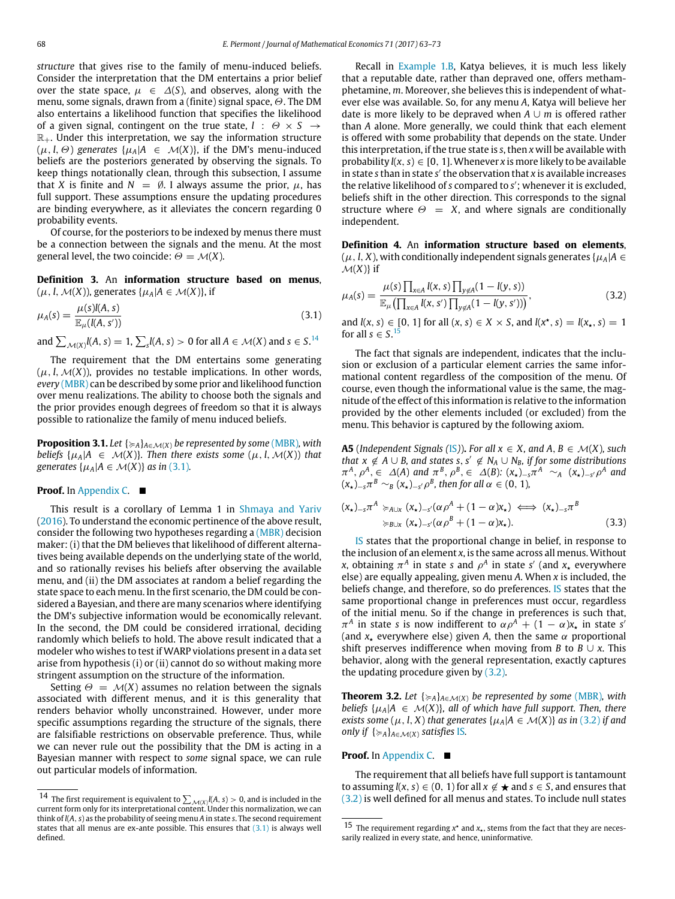*structure* that gives rise to the family of menu-induced beliefs. Consider the interpretation that the DM entertains a prior belief over the state space, $\mu \in \Delta(S)$, and observes, along with the menu, some signals, drawn from a (finite) signal space, $\Theta$. The DM also entertains a likelihood function that specifies the likelihood of a given signal, contingent on the true state, $l : \Theta \times S \to \mathbb{R}_+$. Under this interpretation, we say the information structure $(\mu, l, \Theta)$ *generates* $\{\mu_A | A \in \mathcal{M}(X)\}$, if the DM's menu-induced beliefs are the posteriors generated by observing the signals. To keep things notationally clean, through this subsection, I assume that $X$ is finite and $N = \emptyset$. I always assume the prior, $\mu$, has full support. These assumptions ensure the updating procedures are binding everywhere, as it alleviates the concern regarding 0 probability events.

Of course, for the posteriors to be indexed by menus there must be a connection between the signals and the menu. At the most general level, the two coincide: $\Theta = \mathcal{M}(X)$.

**Definition 3.** An **information structure based on menus**, $(\mu, l, \mathcal{M}(X))$, generates $\{\mu_A | A \in \mathcal{M}(X)\}$, if

$$\mu_A(s) = \frac{\mu(s) l(A, s)}{\mathbb{E}_\mu(l(A, s'))} \tag{3.1}$$

and $\sum_{\mathcal{M}(X)} l(A, s) = 1$, $\sum_s l(A, s) > 0$ for all $A \in \mathcal{M}(X)$ and $s \in S$.[14]

The requirement that the DM entertains some generating $(\mu, l, \mathcal{M}(X))$, provides no testable implications. In other words, *every* (MBR) can be described by some prior and likelihood function over menu realizations. The ability to choose both the signals and the prior provides enough degrees of freedom so that it is always possible to rationalize the family of menu induced beliefs.

**Proposition 3.1.** *Let $\{\succcurlyeq_A\}_{A \in \mathcal{M}(X)}$ be represented by some (MBR), with beliefs $\{\mu_A | A \in \mathcal{M}(X)\}$. Then there exists some $(\mu, l, \mathcal{M}(X))$ that generates $\{\mu_A | A \in \mathcal{M}(X)\}$ as in (3.1).*

**Proof.** In Appendix C. ■

This result is a corollary of Lemma 1 in Shmaya and Yariv (2016). To understand the economic pertinence of the above result, consider the following two hypotheses regarding a (MBR) decision maker: (i) that the DM believes that likelihood of different alternatives being available depends on the underlying state of the world, and so rationally revises his beliefs after observing the available menu, and (ii) the DM associates at random a belief regarding the state space to each menu. In the first scenario, the DM could be considered a Bayesian, and there are many scenarios where identifying the DM's subjective information would be economically relevant. In the second, the DM could be considered irrational, deciding randomly which beliefs to hold. The above result indicated that a modeler who wishes to test if WARP violations present in a data set arise from hypothesis (i) or (ii) cannot do so without making more stringent assumption on the structure of the information.

Setting $\Theta = \mathcal{M}(X)$ assumes no relation between the signals associated with different menus, and it is this generality that renders behavior wholly unconstrained. However, under more specific assumptions regarding the structure of the signals, there are falsifiable restrictions on observable preference. Thus, while we can never rule out the possibility that the DM is acting in a Bayesian manner with respect to *some* signal space, we can rule out particular models of information.

Recall in Example 1.B, Katya believes, it is much less likely that a reputable date, rather than depraved one, offers methamphetamine, $m$. Moreover, she believes this is independent of whatever else was available. So, for any menu $A$, Katya will believe her date is more likely to be depraved when $A \cup m$ is offered rather than $A$ alone. More generally, we could think that each element is offered with some probability that depends on the state. Under this interpretation, if the true state is $s$, then $x$ will be available with probability $l(x, s) \in [0, 1]$. Whenever $x$ is more likely to be available in state $s$ than in state $s'$ the observation that $x$ is available increases the relative likelihood of $s$ compared to $s'$; whenever it is excluded, beliefs shift in the other direction. This corresponds to the signal structure where $\Theta = X$, and where signals are conditionally independent.

**Definition 4.** An **information structure based on elements**, $(\mu, l, X)$, with conditionally independent signals generates $\{\mu_A | A \in \mathcal{M}(X)\}$ if

$$\mu_A(s) = \frac{\mu(s) \prod_{x \in A} l(x, s) \prod_{y \notin A} (1 - l(y, s))}{\mathbb{E}_\mu \left( \prod_{x \in A} l(x, s') \prod_{y \notin A} (1 - l(y, s')) \right)}, \tag{3.2}$$

and $l(x, s) \in [0, 1]$ for all $(x, s) \in X \times S$, and $l(x^\star, s) = l(x_\star, s) = 1$ for all $s \in S$.[15]

The fact that signals are independent, indicates that the inclusion or exclusion of a particular element carries the same informational content regardless of the composition of the menu. Of course, even though the informational value is the same, the magnitude of the effect of this information is relative to the information provided by the other elements included (or excluded) from the menu. This behavior is captured by the following axiom.

**A5** (*Independent Signals (IS)*)**.** *For all $x \in X$, and $A, B \in \mathcal{M}(X)$, such that $x \notin A \cup B$, and states $s, s' \notin N_A \cup N_B$, if for some distributions $\pi^A, \rho^A, \in \Delta(A)$ and $\pi^B, \rho^B, \in \Delta(B)$: $(x_\star)_{-s}\pi^A \sim_A (x_\star)_{-s'}\rho^A$ and $(x_\star)_{-s}\pi^B \sim_B (x_\star)_{-s'}\rho^B$, then for all $\alpha \in (0, 1)$,*

$$(x_\star)_{-s}\pi^A \succcurlyeq_{A \cup x} (x_\star)_{-s'}(\alpha \rho^A + (1 - \alpha) x_\star) \iff (x_\star)_{-s}\pi^B \succcurlyeq_{B \cup x} (x_\star)_{-s'}(\alpha \rho^B + (1 - \alpha) x_\star). \tag{3.3}$$

IS states that the proportional change in belief, in response to the inclusion of an element $x$, is the same across all menus. Without $x$, obtaining $\pi^A$ in state $s$ and $\rho^A$ in state $s'$ (and $x_\star$ everywhere else) are equally appealing, given menu $A$. When $x$ is included, the beliefs change, and therefore, so do preferences. IS states that the same proportional change in preferences must occur, regardless of the initial menu. So if the change in preferences is such that, $\pi^A$ in state $s$ is now indifferent to $\alpha\rho^A + (1 - \alpha)x_\star$ in state $s'$ (and $x_\star$ everywhere else) given $A$, then the same $\alpha$ proportional shift preserves indifference when moving from $B$ to $B \cup x$. This behavior, along with the general representation, exactly captures the updating procedure given by (3.2).

**Theorem 3.2.** *Let $\{\succcurlyeq_A\}_{A \in \mathcal{M}(X)}$ be represented by some (MBR), with beliefs $\{\mu_A | A \in \mathcal{M}(X)\}$, all of which have full support. Then, there exists some $(\mu, l, X)$ that generates $\{\mu_A | A \in \mathcal{M}(X)\}$ as in (3.2) if and only if $\{\succcurlyeq_A\}_{A \in \mathcal{M}(X)}$ satisfies IS.*

**Proof.** In Appendix C. ■

The requirement that all beliefs have full support is tantamount to assuming $l(x, s) \in (0, 1)$ for all $x \notin \bigstar$ and $s \in S$, and ensures that (3.2) is well defined for all menus and states. To include null states

---

[14] The first requirement is equivalent to $\sum_{\mathcal{M}(X)} l(A, s) > 0$, and is included in the current form only for its interpretational content. Under this normalization, we can think of $l(A, s)$ as the probability of seeing menu $A$ in state $s$. The second requirement states that all menus are ex-ante possible. This ensures that (3.1) is always well defined.

[15] The requirement regarding $x^\star$ and $x_\star$, stems from the fact that they are necessarily realized in every state, and hence, uninformative.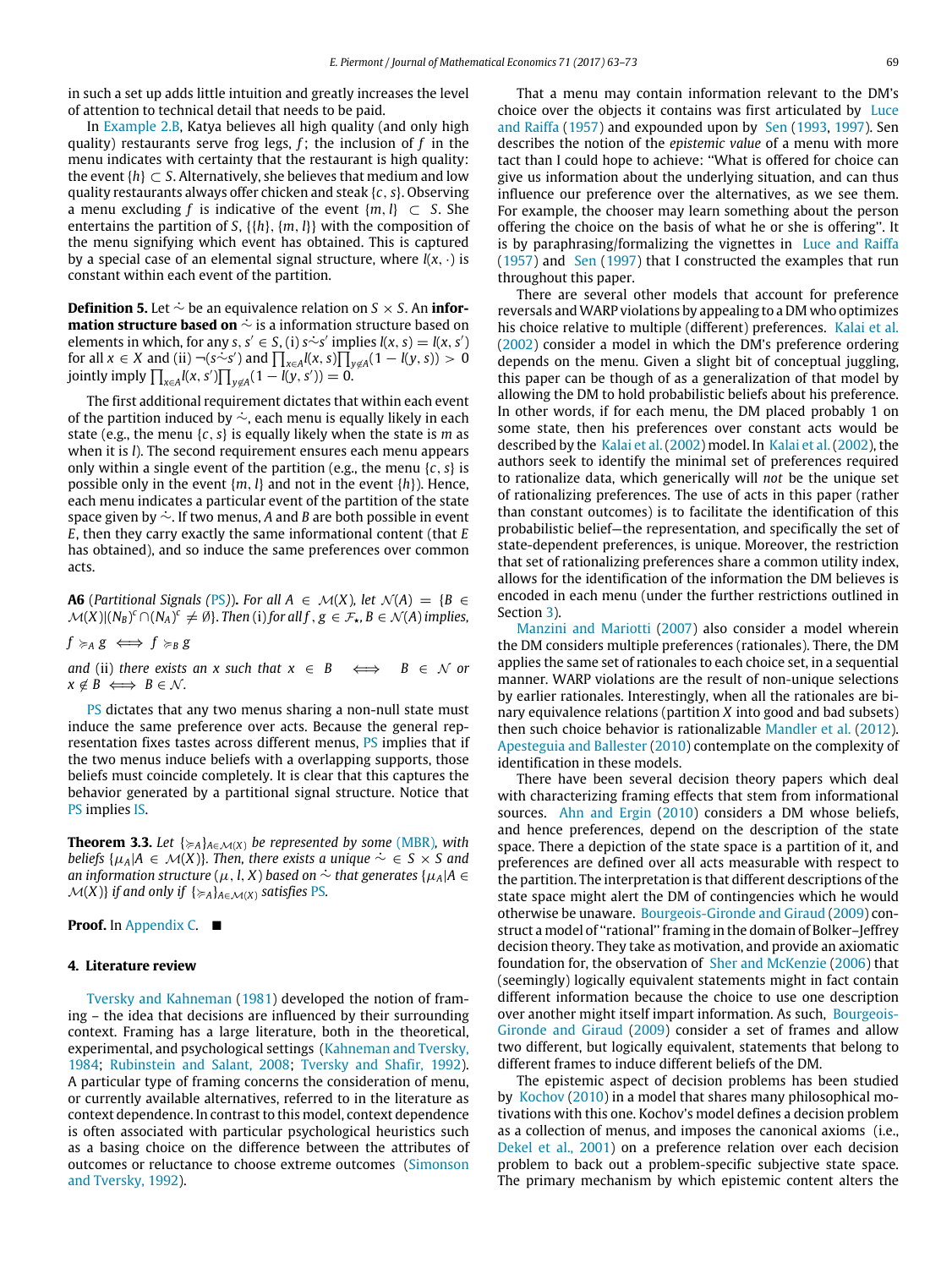in such a set up adds little intuition and greatly increases the level of attention to technical detail that needs to be paid.

In Example 2.B, Katya believes all high quality (and only high quality) restaurants serve frog legs, $f$; the inclusion of $f$ in the menu indicates with certainty that the restaurant is high quality: the event $\{h\} \subset S$. Alternatively, she believes that medium and low quality restaurants always offer chicken and steak $\{c, s\}$. Observing a menu excluding $f$ is indicative of the event $\{m, l\} \subset S$. She entertains the partition of $S$, $\{\{h\}, \{m, l\}\}$ with the composition of the menu signifying which event has obtained. This is captured by a special case of an elemental signal structure, where $l(x, \cdot)$ is constant within each event of the partition.

**Definition 5.** Let $\tilde{\sim}$ be an equivalence relation on $S \times S$. An **information structure based on** $\tilde{\sim}$ is a information structure based on elements in which, for any $s, s' \in S$, (i) $s \tilde{\sim} s'$ implies $l(x, s) = l(x, s')$ for all $x \in X$ and (ii) $\neg(s \tilde{\sim} s')$ and $\prod_{x \in A} l(x, s) \prod_{y \notin A}(1 - l(y, s)) > 0$ jointly imply $\prod_{x \in A} l(x, s') \prod_{y \notin A}(1 - l(y, s')) = 0$.

The first additional requirement dictates that within each event of the partition induced by $\tilde{\sim}$, each menu is equally likely in each state (e.g., the menu $\{c, s\}$ is equally likely when the state is $m$ as when it is $l$). The second requirement ensures each menu appears only within a single event of the partition (e.g., the menu $\{c, s\}$ is possible only in the event $\{m, l\}$ and not in the event $\{h\}$). Hence, each menu indicates a particular event of the partition of the state space given by $\tilde{\sim}$. If two menus, $A$ and $B$ are both possible in event $E$, then they carry exactly the same informational content (that $E$ has obtained), and so induce the same preferences over common acts.

**A6** (*Partitional Signals (PS)*)**.** *For all* $A \in \mathcal{M}(X)$, *let* $\mathcal{N}(A) = \{B \in \mathcal{M}(X) | (N_B)^c \cap (N_A)^c \neq \emptyset\}$. *Then* (i) *for all* $f, g \in \mathcal{F}_\star, B \in \mathcal{N}(A)$ *implies,*

$f \succcurlyeq_A g \iff f \succcurlyeq_B g$

*and* (ii) *there exists an* $x$ *such that* $x \in B \iff B \in \mathcal{N}$ *or* $x \notin B \iff B \in \mathcal{N}$.

PS dictates that any two menus sharing a non-null state must induce the same preference over acts. Because the general representation fixes tastes across different menus, PS implies that if the two menus induce beliefs with a overlapping supports, those beliefs must coincide completely. It is clear that this captures the behavior generated by a partitional signal structure. Notice that PS implies IS.

**Theorem 3.3.** *Let* $\{\succcurlyeq_A\}_{A \in \mathcal{M}(X)}$ *be represented by some (MBR), with beliefs* $\{\mu_A | A \in \mathcal{M}(X)\}$. *Then, there exists a unique* $\tilde{\sim} \in S \times S$ *and an information structure* $(\mu, l, X)$ *based on* $\tilde{\sim}$ *that generates* $\{\mu_A | A \in \mathcal{M}(X)\}$ *if and only if* $\{\succcurlyeq_A\}_{A \in \mathcal{M}(X)}$ *satisfies* PS.

**Proof.** In Appendix C. ■

## 4. Literature review

Tversky and Kahneman (1981) developed the notion of framing – the idea that decisions are influenced by their surrounding context. Framing has a large literature, both in the theoretical, experimental, and psychological settings (Kahneman and Tversky, 1984; Rubinstein and Salant, 2008; Tversky and Shafir, 1992). A particular type of framing concerns the consideration of menu, or currently available alternatives, referred to in the literature as context dependence. In contrast to this model, context dependence is often associated with particular psychological heuristics such as a basing choice on the difference between the attributes of outcomes or reluctance to choose extreme outcomes (Simonson and Tversky, 1992).

That a menu may contain information relevant to the DM's choice over the objects it contains was first articulated by Luce and Raiffa (1957) and expounded upon by Sen (1993, 1997). Sen describes the notion of the *epistemic value* of a menu with more tact than I could hope to achieve: "What is offered for choice can give us information about the underlying situation, and can thus influence our preference over the alternatives, as we see them. For example, the chooser may learn something about the person offering the choice on the basis of what he or she is offering". It is by paraphrasing/formalizing the vignettes in Luce and Raiffa (1957) and Sen (1997) that I constructed the examples that run throughout this paper.

There are several other models that account for preference reversals and WARP violations by appealing to a DM who optimizes his choice relative to multiple (different) preferences. Kalai et al. (2002) consider a model in which the DM's preference ordering depends on the menu. Given a slight bit of conceptual juggling, this paper can be though of as a generalization of that model by allowing the DM to hold probabilistic beliefs about his preference. In other words, if for each menu, the DM placed probably 1 on some state, then his preferences over constant acts would be described by the Kalai et al. (2002) model. In Kalai et al. (2002), the authors seek to identify the minimal set of preferences required to rationalize data, which generically will *not* be the unique set of rationalizing preferences. The use of acts in this paper (rather than constant outcomes) is to facilitate the identification of this probabilistic belief—the representation, and specifically the set of state-dependent preferences, is unique. Moreover, the restriction that set of rationalizing preferences share a common utility index, allows for the identification of the information the DM believes is encoded in each menu (under the further restrictions outlined in Section 3).

Manzini and Mariotti (2007) also consider a model wherein the DM considers multiple preferences (rationales). There, the DM applies the same set of rationales to each choice set, in a sequential manner. WARP violations are the result of non-unique selections by earlier rationales. Interestingly, when all the rationales are binary equivalence relations (partition $X$ into good and bad subsets) then such choice behavior is rationalizable Mandler et al. (2012). Apesteguia and Ballester (2010) contemplate on the complexity of identification in these models.

There have been several decision theory papers which deal with characterizing framing effects that stem from informational sources. Ahn and Ergin (2010) considers a DM whose beliefs, and hence preferences, depend on the description of the state space. There a depiction of the state space is a partition of it, and preferences are defined over all acts measurable with respect to the partition. The interpretation is that different descriptions of the state space might alert the DM of contingencies which he would otherwise be unaware. Bourgeois-Gironde and Giraud (2009) construct a model of "rational" framing in the domain of Bolker–Jeffrey decision theory. They take as motivation, and provide an axiomatic foundation for, the observation of Sher and McKenzie (2006) that (seemingly) logically equivalent statements might in fact contain different information because the choice to use one description over another might itself impart information. As such, Bourgeois-Gironde and Giraud (2009) consider a set of frames and allow two different, but logically equivalent, statements that belong to different frames to induce different beliefs of the DM.

The epistemic aspect of decision problems has been studied by Kochov (2010) in a model that shares many philosophical motivations with this one. Kochov's model defines a decision problem as a collection of menus, and imposes the canonical axioms (i.e., Dekel et al., 2001) on a preference relation over each decision problem to back out a problem-specific subjective state space. The primary mechanism by which epistemic content alters the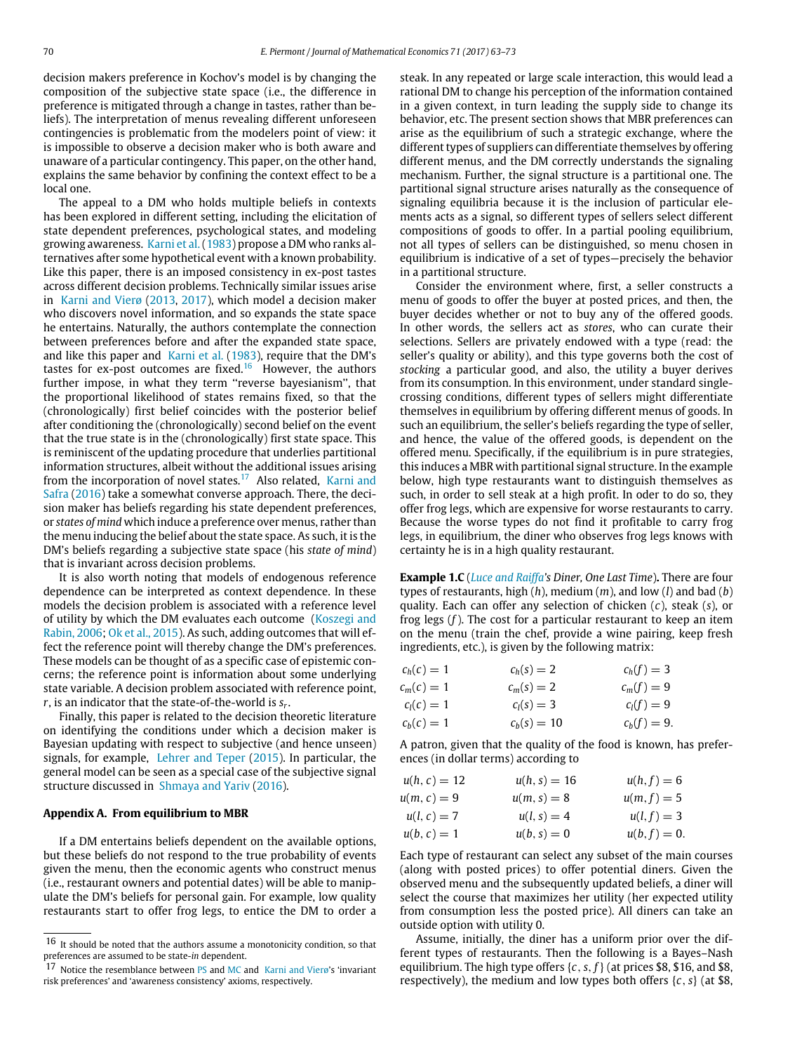decision makers preference in Kochov's model is by changing the composition of the subjective state space (i.e., the difference in preference is mitigated through a change in tastes, rather than beliefs). The interpretation of menus revealing different unforeseen contingencies is problematic from the modelers point of view: it is impossible to observe a decision maker who is both aware and unaware of a particular contingency. This paper, on the other hand, explains the same behavior by confining the context effect to be a local one.

The appeal to a DM who holds multiple beliefs in contexts has been explored in different setting, including the elicitation of state dependent preferences, psychological states, and modeling growing awareness. Karni et al. (1983) propose a DM who ranks alternatives after some hypothetical event with a known probability. Like this paper, there is an imposed consistency in ex-post tastes across different decision problems. Technically similar issues arise in Karni and Vierø (2013, 2017), which model a decision maker who discovers novel information, and so expands the state space he entertains. Naturally, the authors contemplate the connection between preferences before and after the expanded state space, and like this paper and Karni et al. (1983), require that the DM's tastes for ex-post outcomes are fixed.[16] However, the authors further impose, in what they term "reverse bayesianism", that the proportional likelihood of states remains fixed, so that the (chronologically) first belief coincides with the posterior belief after conditioning the (chronologically) second belief on the event that the true state is in the (chronologically) first state space. This is reminiscent of the updating procedure that underlies partitional information structures, albeit without the additional issues arising from the incorporation of novel states.[17] Also related, Karni and Safra (2016) take a somewhat converse approach. There, the decision maker has beliefs regarding his state dependent preferences, or *states of mind* which induce a preference over menus, rather than the menu inducing the belief about the state space. As such, it is the DM's beliefs regarding a subjective state space (his *state of mind*) that is invariant across decision problems.

It is also worth noting that models of endogenous reference dependence can be interpreted as context dependence. In these models the decision problem is associated with a reference level of utility by which the DM evaluates each outcome (Koszegi and Rabin, 2006; Ok et al., 2015). As such, adding outcomes that will effect the reference point will thereby change the DM's preferences. These models can be thought of as a specific case of epistemic concerns; the reference point is information about some underlying state variable. A decision problem associated with reference point, $r$, is an indicator that the state-of-the-world is $s_r$.

Finally, this paper is related to the decision theoretic literature on identifying the conditions under which a decision maker is Bayesian updating with respect to subjective (and hence unseen) signals, for example, Lehrer and Teper (2015). In particular, the general model can be seen as a special case of the subjective signal structure discussed in Shmaya and Yariv (2016).

## Appendix A. From equilibrium to MBR

If a DM entertains beliefs dependent on the available options, but these beliefs do not respond to the true probability of events given the menu, then the economic agents who construct menus (i.e., restaurant owners and potential dates) will be able to manipulate the DM's beliefs for personal gain. For example, low quality restaurants start to offer frog legs, to entice the DM to order a steak. In any repeated or large scale interaction, this would lead a rational DM to change his perception of the information contained in a given context, in turn leading the supply side to change its behavior, etc. The present section shows that MBR preferences can arise as the equilibrium of such a strategic exchange, where the different types of suppliers can differentiate themselves by offering different menus, and the DM correctly understands the signaling mechanism. Further, the signal structure is a partitional one. The partitional signal structure arises naturally as the consequence of signaling equilibria because it is the inclusion of particular elements acts as a signal, so different types of sellers select different compositions of goods to offer. In a partial pooling equilibrium, not all types of sellers can be distinguished, so menu chosen in equilibrium is indicative of a set of types—precisely the behavior in a partitional structure.

Consider the environment where, first, a seller constructs a menu of goods to offer the buyer at posted prices, and then, the buyer decides whether or not to buy any of the offered goods. In other words, the sellers act as *stores*, who can curate their selections. Sellers are privately endowed with a type (read: the seller's quality or ability), and this type governs both the cost of *stocking* a particular good, and also, the utility a buyer derives from its consumption. In this environment, under standard single-crossing conditions, different types of sellers might differentiate themselves in equilibrium by offering different menus of goods. In such an equilibrium, the seller's beliefs regarding the type of seller, and hence, the value of the offered goods, is dependent on the offered menu. Specifically, if the equilibrium is in pure strategies, this induces a MBR with partitional signal structure. In the example below, high type restaurants want to distinguish themselves as such, in order to sell steak at a high profit. In order to do so, they offer frog legs, which are expensive for worse restaurants to carry. Because the worse types do not find it profitable to carry frog legs, in equilibrium, the diner who observes frog legs knows with certainty he is in a high quality restaurant.

**Example 1.C** (*Luce and Raiffa's Diner, One Last Time*)**.** There are four types of restaurants, high ($h$), medium ($m$), and low ($l$) and bad ($b$) quality. Each can offer any selection of chicken ($c$), steak ($s$), or frog legs ($f$). The cost for a particular restaurant to keep an item on the menu (train the chef, provide a wine pairing, keep fresh ingredients, etc.), is given by the following matrix:

$$
\begin{array}{lll}
c_h(c) = 1 & c_h(s) = 2 & c_h(f) = 3 \\
c_m(c) = 1 & c_m(s) = 2 & c_m(f) = 9 \\
c_l(c) = 1 & c_l(s) = 3 & c_l(f) = 9 \\
c_b(c) = 1 & c_b(s) = 10 & c_b(f) = 9.
\end{array}
$$

A patron, given that the quality of the food is known, has preferences (in dollar terms) according to

$$
\begin{array}{lll}
u(h, c) = 12 & u(h, s) = 16 & u(h, f) = 6 \\
u(m, c) = 9 & u(m, s) = 8 & u(m, f) = 5 \\
u(l, c) = 7 & u(l, s) = 4 & u(l, f) = 3 \\
u(b, c) = 1 & u(b, s) = 0 & u(b, f) = 0.
\end{array}
$$

Each type of restaurant can select any subset of the main courses (along with posted prices) to offer potential diners. Given the observed menu and the subsequently updated beliefs, a diner will select the course that maximizes her utility (her expected utility from consumption less the posted price). All diners can take an outside option with utility 0.

Assume, initially, the diner has a uniform prior over the different types of restaurants. Then the following is a Bayes–Nash equilibrium. The high type offers $\{c, s, f\}$ (at prices \$8, \$16, and \$8, respectively), the medium and low types both offers $\{c, s\}$ (at \$8,

---

[16] It should be noted that the authors assume a monotonicity condition, so that preferences are assumed to be state-*in* dependent.

[17] Notice the resemblance between PS and MC and Karni and Vierø's 'invariant risk preferences' and 'awareness consistency' axioms, respectively.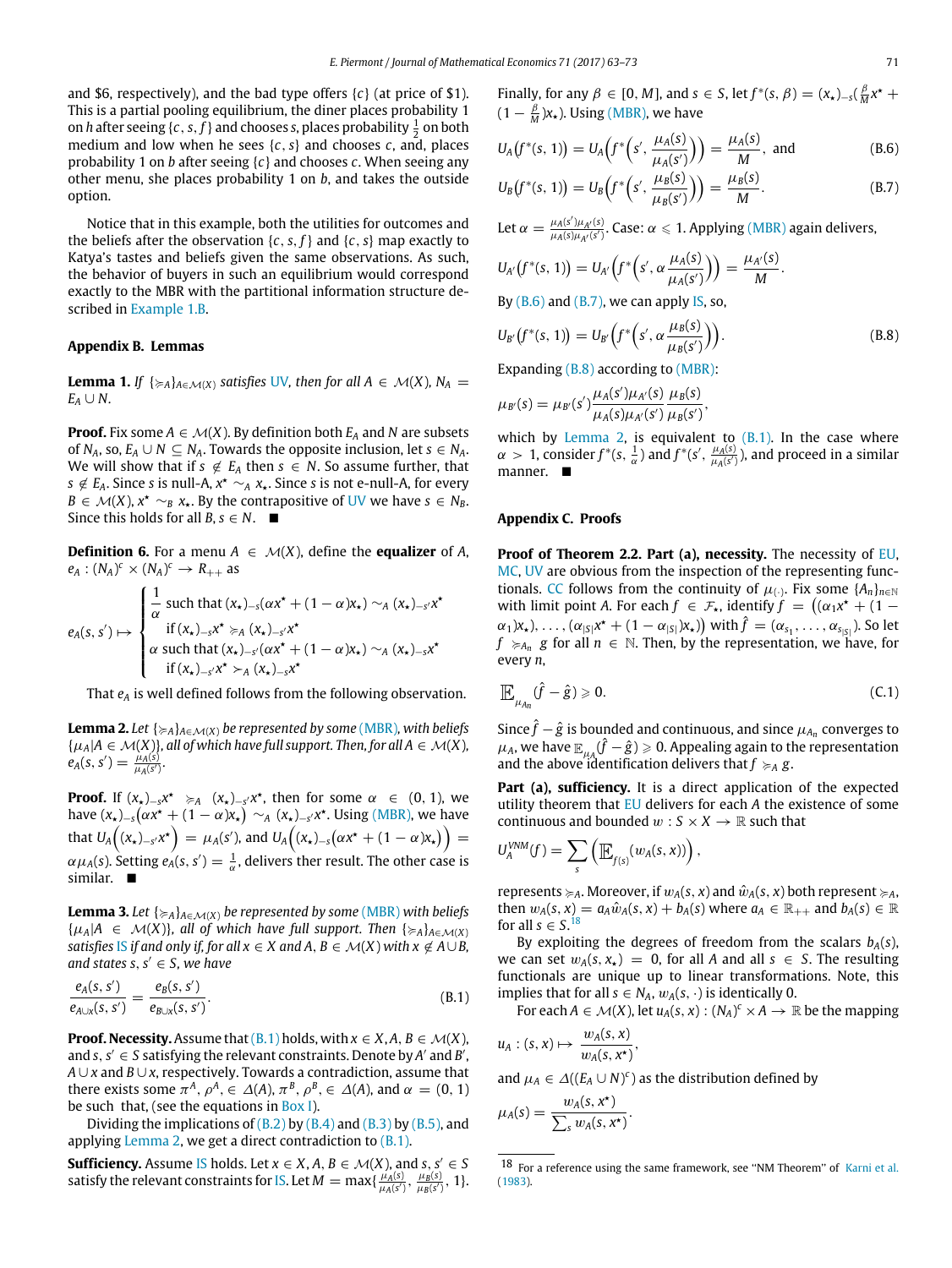and \$6, respectively), and the bad type offers $\{c\}$ (at price of \$1). This is a partial pooling equilibrium, the diner places probability 1 on $h$ after seeing $\{c, s, f\}$ and chooses $s$, places probability $\frac{1}{2}$ on both medium and low when he sees $\{c, s\}$ and chooses $c$, and, places probability 1 on $b$ after seeing $\{c\}$ and chooses $c$. When seeing any other menu, she places probability 1 on $b$, and takes the outside option.

Notice that in this example, both the utilities for outcomes and the beliefs after the observation $\{c, s, f\}$ and $\{c, s\}$ map exactly to Katya's tastes and beliefs given the same observations. As such, the behavior of buyers in such an equilibrium would correspond exactly to the MBR with the partitional information structure described in Example 1.B.

## Appendix B. Lemmas

**Lemma 1.** *If $\{\succcurlyeq_A\}_{A\in\mathcal{M}(X)}$ satisfies UV, then for all $A \in \mathcal{M}(X)$, $N_A = E_A \cup N$.*

**Proof.** Fix some $A \in \mathcal{M}(X)$. By definition both $E_A$ and $N$ are subsets of $N_A$, so, $E_A \cup N \subseteq N_A$. Towards the opposite inclusion, let $s \in N_A$. We will show that if $s \notin E_A$ then $s \in N$. So assume further, that $s \notin E_A$. Since $s$ is null-$A$, $x^\star \sim_A x_\star$. Since $s$ is not e-null-$A$, for every $B \in \mathcal{M}(X)$, $x^\star \sim_B x_\star$. By the contrapositive of UV we have $s \in N_B$. Since this holds for all $B$, $s \in N$. ■

**Definition 6.** For a menu $A \in \mathcal{M}(X)$, define the **equalizer** of $A$, $e_A : (N_A)^c \times (N_A)^c \to R_{++}$ as

$$e_A(s, s') \mapsto \begin{cases} \dfrac{1}{\alpha} \text{ such that } (x_\star)_{-s}(\alpha x^\star + (1-\alpha)x_\star) \sim_A (x_\star)_{-s'}x^\star \\ \quad \text{if } (x_\star)_{-s}x^\star \succcurlyeq_A (x_\star)_{-s'}x^\star \\ \alpha \text{ such that } (x_\star)_{-s'}(\alpha x^\star + (1-\alpha)x_\star) \sim_A (x_\star)_{-s}x^\star \\ \quad \text{if } (x_\star)_{-s'}x^\star \succ_A (x_\star)_{-s}x^\star \end{cases}$$

That $e_A$ is well defined follows from the following observation.

**Lemma 2.** *Let $\{\succcurlyeq_A\}_{A\in\mathcal{M}(X)}$ be represented by some (MBR), with beliefs $\{\mu_A | A \in \mathcal{M}(X)\}$, all of which have full support. Then, for all $A \in \mathcal{M}(X)$, $e_A(s, s') = \frac{\mu_A(s)}{\mu_A(s')}$.*

**Proof.** If $(x_\star)_{-s}x^\star \succcurlyeq_A (x_\star)_{-s'}x^\star$, then for some $\alpha \in (0, 1)$, we have $(x_\star)_{-s}(\alpha x^\star + (1-\alpha)x_\star) \sim_A (x_\star)_{-s'}x^\star$. Using (MBR), we have that $U_A\Big((x_\star)_{-s'}x^\star\Big) = \mu_A(s')$, and $U_A\Big((x_\star)_{-s}\big(\alpha x^\star + (1-\alpha)x_\star\big)\Big) = \alpha\mu_A(s)$. Setting $e_A(s, s') = \frac{1}{\alpha}$, delivers their result. The other case is similar. ■

**Lemma 3.** *Let $\{\succcurlyeq_A\}_{A\in\mathcal{M}(X)}$ be represented by some (MBR) with beliefs $\{\mu_A | A \in \mathcal{M}(X)\}$, all of which have full support. Then $\{\succcurlyeq_A\}_{A\in\mathcal{M}(X)}$ satisfies IS if and only if, for all $x \in X$ and $A, B \in \mathcal{M}(X)$ with $x \notin A \cup B$, and states $s, s' \in S$, we have*

$$\frac{e_A(s, s')}{e_{A\cup x}(s, s')} = \frac{e_B(s, s')}{e_{B\cup x}(s, s')}. \tag{B.1}$$

**Proof. Necessity.** Assume that (B.1) holds, with $x \in X$, $A, B \in \mathcal{M}(X)$, and $s, s' \in S$ satisfying the relevant constraints. Denote by $A'$ and $B'$, $A \cup x$ and $B \cup x$, respectively. Towards a contradiction, assume that there exists some $\pi^A, \rho^A, \in \Delta(A), \pi^B, \rho^B, \in \Delta(A)$, and $\alpha = (0, 1)$ be such that, (see the equations in Box I).

Dividing the implications of (B.2) by (B.4) and (B.3) by (B.5), and applying Lemma 2, we get a direct contradiction to (B.1).

**Sufficiency.** Assume IS holds. Let $x \in X$, $A, B \in \mathcal{M}(X)$, and $s, s' \in S$ satisfy the relevant constraints for IS. Let $M = \max\{\frac{\mu_A(s)}{\mu_A(s')}, \frac{\mu_B(s)}{\mu_B(s')}, 1\}$. Finally, for any $\beta \in [0, M]$, and $s \in S$, let $f^*(s, \beta) = (x_\star)_{-s}(\frac{\beta}{M}x^\star + (1 - \frac{\beta}{M})x_\star)$. Using (MBR), we have

$$U_A\big(f^*(s, 1)\big) = U_A\Big(f^*\Big(s', \frac{\mu_A(s)}{\mu_A(s')}\Big)\Big) = \frac{\mu_A(s)}{M}, \text{ and} \tag{B.6}$$

$$U_B\big(f^*(s, 1)\big) = U_B\Big(f^*\Big(s', \frac{\mu_B(s)}{\mu_B(s')}\Big)\Big) = \frac{\mu_B(s)}{M}. \tag{B.7}$$

Let $\alpha = \frac{\mu_A(s')\mu_{A'}(s)}{\mu_A(s)\mu_{A'}(s')}$. Case: $\alpha \leqslant 1$. Applying (MBR) again delivers,

$$U_{A'}\big(f^*(s, 1)\big) = U_{A'}\Big(f^*\Big(s', \alpha\frac{\mu_A(s)}{\mu_A(s')}\Big)\Big) = \frac{\mu_{A'}(s)}{M}.$$

By (B.6) and (B.7), we can apply IS, so,

$$U_{B'}\big(f^*(s, 1)\big) = U_{B'}\Big(f^*\Big(s', \alpha\frac{\mu_B(s)}{\mu_B(s')}\Big)\Big). \tag{B.8}$$

Expanding (B.8) according to (MBR):

$$\mu_{B'}(s) = \mu_{B'}(s')\frac{\mu_A(s')\mu_{A'}(s)}{\mu_A(s)\mu_{A'}(s')}\frac{\mu_B(s)}{\mu_B(s')},$$

which by Lemma 2, is equivalent to (B.1). In the case where $\alpha > 1$, consider $f^*(s, \frac{1}{\alpha})$ and $f^*(s', \frac{\mu_A(s)}{\mu_A(s')})$, and proceed in a similar manner. ■

## Appendix C. Proofs

**Proof of Theorem 2.2. Part (a), necessity.** The necessity of EU, MC, UV are obvious from the inspection of the representing functionals. CC follows from the continuity of $\mu_{(\cdot)}$. Fix some $\{A_n\}_{n\in\mathbb{N}}$ with limit point $A$. For each $f \in \mathcal{F}_\star$, identify $f = \big((\alpha_1 x^\star + (1-\alpha_1)x_\star), \ldots, (\alpha_{|S|}x^\star + (1-\alpha_{|S|})x_\star)\big)$ with $\hat{f} = (\alpha_{s_1}, \ldots, \alpha_{s_{|S|}})$. So let $f \succcurlyeq_{A_n} g$ for all $n \in \mathbb{N}$. Then, by the representation, we have, for every $n$,

$$\mathop{\mathbb{E}}_{\mu_{A_n}}(\hat{f} - \hat{g}) \geqslant 0. \tag{C.1}$$

Since $\hat{f} - \hat{g}$ is bounded and continuous, and since $\mu_{A_n}$ converges to $\mu_A$, we have $\mathbb{E}_{\mu_A}(\hat{f} - \hat{g}) \geqslant 0$. Appealing again to the representation and the above identification delivers that $f \succcurlyeq_A g$.

**Part (a), sufficiency.** It is a direct application of the expected utility theorem that EU delivers for each $A$ the existence of some continuous and bounded $w : S \times X \to \mathbb{R}$ such that

$$U_A^{VNM}(f) = \sum_s \Big(\mathop{\mathbb{E}}_{f(s)}(w_A(s, x))\Big),$$

represents $\succcurlyeq_A$. Moreover, if $w_A(s, x)$ and $\hat{w}_A(s, x)$ both represent $\succcurlyeq_A$, then $w_A(s, x) = a_A\hat{w}_A(s, x) + b_A(s)$ where $a_A \in \mathbb{R}_{++}$ and $b_A(s) \in \mathbb{R}$ for all $s \in S$.[18]

By exploiting the degrees of freedom from the scalars $b_A(s)$, we can set $w_A(s, x_\star) = 0$, for all $A$ and all $s \in S$. The resulting functionals are unique up to linear transformations. Note, this implies that for all $s \in N_A$, $w_A(s, \cdot)$ is identically 0.

For each $A \in \mathcal{M}(X)$, let $u_A(s, x) : (N_A)^c \times A \to \mathbb{R}$ be the mapping

$$u_A : (s, x) \mapsto \frac{w_A(s, x)}{w_A(s, x^\star)},$$

and $\mu_A \in \Delta((E_A \cup N)^c)$ as the distribution defined by

$$\mu_A(s) = \frac{w_A(s, x^\star)}{\sum_s w_A(s, x^\star)}.$$

[18] For a reference using the same framework, see "NM Theorem" of Karni et al. (1983).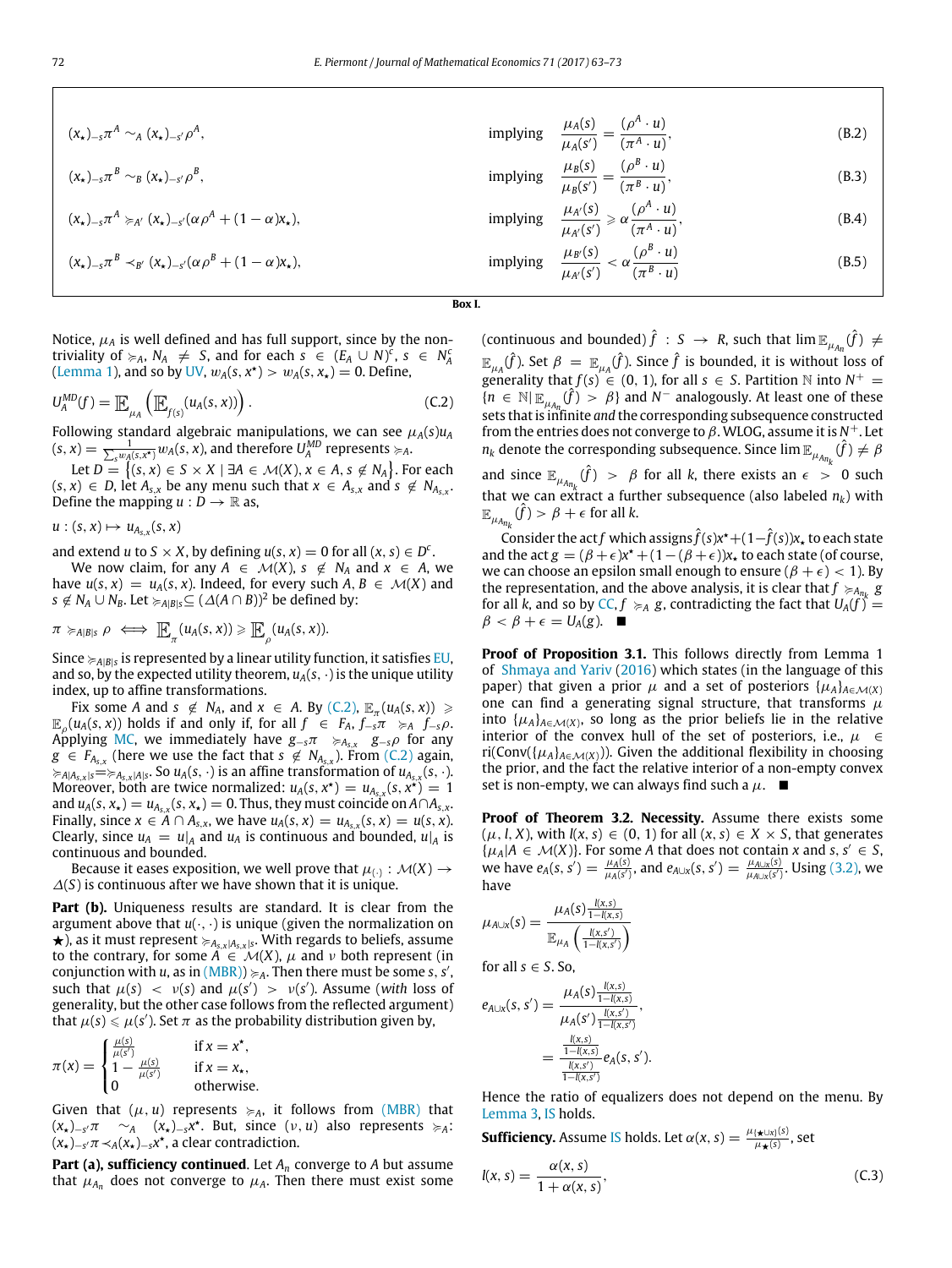$$(x_\star)_{-s}\pi^A \sim_A (x_\star)_{-s'}\rho^A, \quad \text{implying} \quad \frac{\mu_A(s)}{\mu_A(s')} = \frac{(\rho^A \cdot u)}{(\pi^A \cdot u)}, \tag{B.2}$$

$$(x_\star)_{-s}\pi^B \sim_B (x_\star)_{-s'}\rho^B, \quad \text{implying} \quad \frac{\mu_B(s)}{\mu_B(s')} = \frac{(\rho^B \cdot u)}{(\pi^B \cdot u)}, \tag{B.3}$$

$$(x_\star)_{-s}\pi^A \succcurlyeq_{A'} (x_\star)_{-s'}(\alpha\rho^A + (1-\alpha)x_\star), \quad \text{implying} \quad \frac{\mu_{A'}(s)}{\mu_{A'}(s')} \geqslant \alpha\frac{(\rho^A \cdot u)}{(\pi^A \cdot u)}, \tag{B.4}$$

$$(x_\star)_{-s}\pi^B \prec_{B'} (x_\star)_{-s'}(\alpha\rho^B + (1-\alpha)x_\star), \quad \text{implying} \quad \frac{\mu_{B'}(s)}{\mu_{A'}(s')} < \alpha\frac{(\rho^B \cdot u)}{(\pi^B \cdot u)} \tag{B.5}$$

**Box I.**

Notice, $\mu_A$ is well defined and has full support, since by the non-triviality of $\succcurlyeq_A$, $N_A \neq S$, and for each $s \in (E_A \cup N)^c$, $s \in N_A^c$ (Lemma 1), and so by UV, $w_A(s, x^\star) > w_A(s, x_\star) = 0$. Define,

$$U_A^{MD}(f) = \mathbb{E}_{\mu_A}\left(\mathbb{E}_{f(s)}(u_A(s,x))\right). \tag{C.2}$$

Following standard algebraic manipulations, we can see $\mu_A(s)u_A(s,x) = \frac{1}{\sum_s w_A(s,x^\star)} w_A(s,x)$, and therefore $U_A^{MD}$ represents $\succcurlyeq_A$.

Let $D = \{(s,x) \in S \times X \mid \exists A \in \mathcal{M}(X), x \in A, s \notin N_A\}$. For each $(s,x) \in D$, let $A_{s,x}$ be any menu such that $x \in A_{s,x}$ and $s \notin N_{A_{s,x}}$. Define the mapping $u : D \to \mathbb{R}$ as,

$u : (s,x) \mapsto u_{A_{s,x}}(s,x)$

and extend $u$ to $S \times X$, by defining $u(s,x) = 0$ for all $(x,s) \in D^c$.

We now claim, for any $A \in \mathcal{M}(X)$, $s \notin N_A$ and $x \in A$, we have $u(s,x) = u_A(s,x)$. Indeed, for every such $A, B \in \mathcal{M}(X)$ and $s \notin N_A \cup N_B$. Let $\succcurlyeq_{A|B|s} \subseteq (\Delta(A \cap B))^2$ be defined by:

$$\pi \succcurlyeq_{A|B|s} \rho \iff \mathbb{E}_\pi(u_A(s,x)) \geqslant \mathbb{E}_\rho(u_A(s,x)).$$

Since $\succcurlyeq_{A|B|s}$ is represented by a linear utility function, it satisfies EU, and so, by the expected utility theorem, $u_A(s,\cdot)$ is the unique utility index, up to affine transformations.

Fix some $A$ and $s \notin N_A$, and $x \in A$. By (C.2), $\mathbb{E}_\pi(u_A(s,x)) \geqslant \mathbb{E}_\rho(u_A(s,x))$ holds if and only if, for all $f \in F_A$, $f_{-s}\pi \succcurlyeq_A f_{-s}\rho$. Applying MC, we immediately have $g_{-s}\pi \succcurlyeq_{A_{s,x}} g_{-s}\rho$ for any $g \in F_{A_{s,x}}$ (here we use the fact that $s \notin N_{A_{s,x}}$). From (C.2) again, $\succcurlyeq_{A|A_{s,x}|s} = \succcurlyeq_{A_{s,x}|A|s}$. So $u_A(s,\cdot)$ is an affine transformation of $u_{A_{s,x}}(s,\cdot)$. Moreover, both are twice normalized: $u_A(s,x^\star) = u_{A_{s,x}}(s,x^\star) = 1$ and $u_A(s,x_\star) = u_{A_{s,x}}(s,x_\star) = 0$. Thus, they must coincide on $A \cap A_{s,x}$. Finally, since $x \in A \cap A_{s,x}$, we have $u_A(s,x) = u_{A_{s,x}}(s,x) = u(s,x)$. Clearly, since $u_A = u|_A$ and $u_A$ is continuous and bounded, $u|_A$ is continuous and bounded.

Because it eases exposition, we well prove that $\mu_{(\cdot)} : \mathcal{M}(X) \to \Delta(S)$ is continuous after we have shown that it is unique.

**Part (b).** Uniqueness results are standard. It is clear from the argument above that $u(\cdot,\cdot)$ is unique (given the normalization on ★), as it must represent $\succcurlyeq_{A_{s,x}|A_{s,x}|s}$. With regards to beliefs, assume to the contrary, for some $A \in \mathcal{M}(X)$, $\mu$ and $\nu$ both represent (in conjunction with $u$, as in (MBR)) $\succcurlyeq_A$. Then there must be some $s, s'$, such that $\mu(s) < \nu(s)$ and $\mu(s') > \nu(s')$. Assume (*with* loss of generality, but the other case follows from the reflected argument) that $\mu(s) \leqslant \mu(s')$. Set $\pi$ as the probability distribution given by,

$$\pi(x) = \begin{cases} \frac{\mu(s)}{\mu(s')} & \text{if } x = x^\star, \\ 1 - \frac{\mu(s)}{\mu(s')} & \text{if } x = x_\star, \\ 0 & \text{otherwise.} \end{cases}$$

Given that $(\mu, u)$ represents $\succcurlyeq_A$, it follows from (MBR) that $(x_\star)_{-s'}\pi \sim_A (x_\star)_{-s}x^\star$. But, since $(\nu, u)$ also represents $\succcurlyeq_A$: $(x_\star)_{-s'}\pi \prec_A (x_\star)_{-s}x^\star$, a clear contradiction.

**Part (a), sufficiency continued.** Let $A_n$ converge to $A$ but assume that $\mu_{A_n}$ does not converge to $\mu_A$. Then there must exist some (continuous and bounded) $\hat{f} : S \to R$, such that $\lim \mathbb{E}_{\mu_{A_n}}(\hat{f}) \neq \mathbb{E}_{\mu_A}(\hat{f})$. Set $\beta = \mathbb{E}_{\mu_A}(\hat{f})$. Since $\hat{f}$ is bounded, it is without loss of generality that $f(s) \in (0,1)$, for all $s \in S$. Partition $\mathbb{N}$ into $N^+ = \{n \in \mathbb{N} \mid \mathbb{E}_{\mu_{A_n}}(\hat{f}) > \beta\}$ and $N^-$ analogously. At least one of these sets that is infinite *and* the corresponding subsequence constructed from the entries does not converge to $\beta$. WLOG, assume it is $N^+$. Let $n_k$ denote the corresponding subsequence. Since $\lim \mathbb{E}_{\mu_{A_{n_k}}}(\hat{f}) \neq \beta$ and since $\mathbb{E}_{\mu_{A_{n_k}}}(\hat{f}) > \beta$ for all $k$, there exists an $\epsilon > 0$ such that we can extract a further subsequence (also labeled $n_k$) with $\mathbb{E}_{\mu_{A_{n_k}}}(\hat{f}) > \beta + \epsilon$ for all $k$.

Consider the act $f$ which assigns $\hat{f}(s)x^\star + (1-\hat{f}(s))x_\star$ to each state and the act $g = (\beta+\epsilon)x^\star + (1-(\beta+\epsilon))x_\star$ to each state (of course, we can choose an epsilon small enough to ensure $(\beta+\epsilon) < 1$). By the representation, and the above analysis, it is clear that $f \succcurlyeq_{A_{n_k}} g$ for all $k$, and so by CC, $f \succcurlyeq_A g$, contradicting the fact that $U_A(f) = \beta < \beta + \epsilon = U_A(g)$. ■

**Proof of Proposition 3.1.** This follows directly from Lemma 1 of Shmaya and Yariv (2016) which states (in the language of this paper) that given a prior $\mu$ and a set of posteriors $\{\mu_A\}_{A \in \mathcal{M}(X)}$ one can find a generating signal structure, that transforms $\mu$ into $\{\mu_A\}_{A \in \mathcal{M}(X)}$, so long as the prior beliefs lie in the relative interior of the convex hull of the set of posteriors, i.e., $\mu \in \text{ri}(\text{Conv}(\{\mu_A\}_{A \in \mathcal{M}(X)}))$. Given the additional flexibility in choosing the prior, and the fact the relative interior of a non-empty convex set is non-empty, we can always find such a $\mu$. ■

**Proof of Theorem 3.2. Necessity.** Assume there exists some $(\mu, l, X)$, with $l(x,s) \in (0,1)$ for all $(x,s) \in X \times S$, that generates $\{\mu_A \mid A \in \mathcal{M}(X)\}$. For some $A$ that does not contain $x$ and $s, s' \in S$, we have $e_A(s,s') = \frac{\mu_A(s)}{\mu_A(s')}$, and $e_{A\cup x}(s,s') = \frac{\mu_{A\cup x}(s)}{\mu_{A\cup x}(s')}$. Using (3.2), we have

$$\mu_{A\cup x}(s) = \frac{\mu_A(s)\frac{l(x,s)}{1-l(x,s)}}{\mathbb{E}_{\mu_A}\left(\frac{l(x,s')}{1-l(x,s')}\right)}$$

for all $s \in S$. So,

$$e_{A\cup x}(s,s') = \frac{\mu_A(s)\frac{l(x,s)}{1-l(x,s)}}{\mu_A(s')\frac{l(x,s')}{1-l(x,s')}},$$

$$= \frac{\frac{l(x,s)}{1-l(x,s)}}{\frac{l(x,s')}{1-l(x,s')}} e_A(s,s').$$

Hence the ratio of equalizers does not depend on the menu. By Lemma 3, IS holds.

**Sufficiency.** Assume IS holds. Let $\alpha(x,s) = \frac{\mu_{\{\star\cup x\}}(s)}{\mu_\star(s)}$, set

$$l(x,s) = \frac{\alpha(x,s)}{1+\alpha(x,s)}, \tag{C.3}$$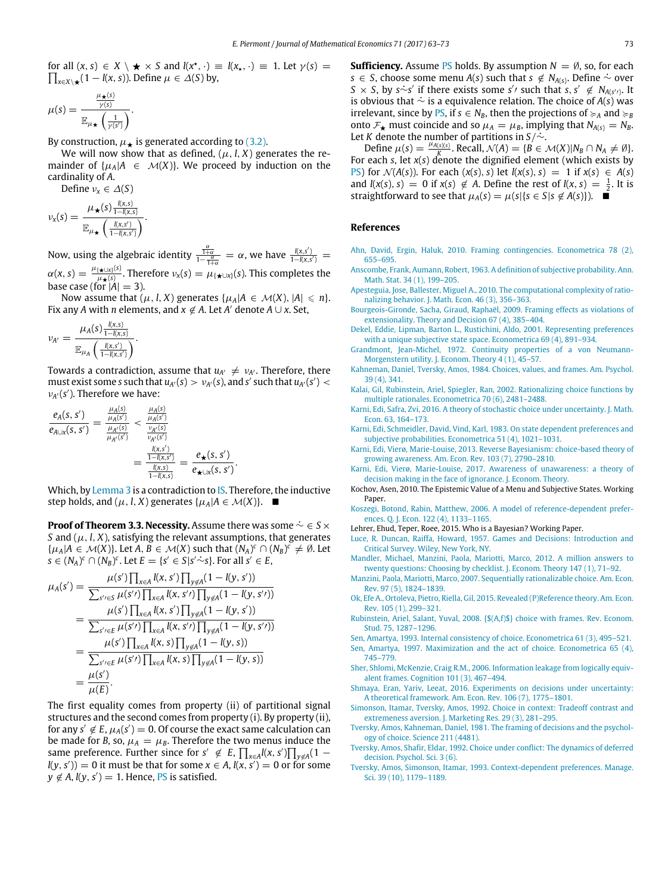for all $(x, s) \in X \setminus \star \times S$ and $l(x^\star, \cdot) \equiv l(x_\star, \cdot) \equiv 1$. Let $\gamma(s) = \prod_{x \in X \setminus \star}(1 - l(x, s))$. Define $\mu \in \Delta(S)$ by,

$$\mu(s) = \frac{\frac{\mu_\star(s)}{\gamma(s)}}{\mathbb{E}_{\mu_\star}\left(\frac{1}{\gamma(s')}\right)}.$$

By construction, $\mu_\star$ is generated according to (3.2).

We will now show that as defined, $(\mu, l, X)$ generates the remainder of $\{\mu_A | A \in \mathcal{M}(X)\}$. We proceed by induction on the cardinality of $A$.

Define $\nu_x \in \Delta(S)$

$$\nu_x(s) = \frac{\mu_\star(s)\frac{l(x,s)}{1-l(x,s)}}{\mathbb{E}_{\mu_\star}\left(\frac{l(x,s')}{1-l(x,s')}\right)}.$$

Now, using the algebraic identity $\frac{\frac{\alpha}{1+\alpha}}{1-\frac{\alpha}{1+\alpha}} = \alpha$, we have $\frac{l(x,s')}{1-l(x,s')} = \alpha(x, s) = \frac{\mu_{\{\star \cup x\}}(s)}{\mu_\star(s)}$. Therefore $\nu_x(s) = \mu_{\{\star \cup x\}}(s)$. This completes the base case (for $|A| = 3$).

Now assume that $(\mu, l, X)$ generates $\{\mu_A | A \in \mathcal{M}(X), |A| \leqslant n\}$. Fix any $A$ with $n$ elements, and $x \notin A$. Let $A'$ denote $A \cup x$. Set,

$$\nu_{A'} = \frac{\mu_A(s)\frac{l(x,s)}{1-l(x,s)}}{\mathbb{E}_{\mu_A}\left(\frac{l(x,s')}{1-l(x,s')}\right)}.$$

Towards a contradiction, assume that $u_{A'} \neq \nu_{A'}$. Therefore, there must exist some $s$ such that $u_{A'}(s) > \nu_{A'}(s)$, and $s'$ such that $u_{A'}(s') < \nu_{A'}(s')$. Therefore we have:

$$\frac{e_A(s, s')}{e_{A \cup x}(s, s')} = \frac{\frac{\mu_A(s)}{\mu_A(s')}}{\frac{\mu_{A'}(s)}{\mu_{A'}(s')}} < \frac{\frac{\mu_A(s)}{\mu_A(s')}}{\frac{\nu_{A'}(s)}{\nu_{A'}(s')}}$$

$$= \frac{\frac{l(x,s')}{1-l(x,s')}}{\frac{l(x,s)}{1-l(x,s)}} = \frac{e_\star(s, s')}{e_{\star \cup x}(s, s')}.$$

Which, by Lemma 3 is a contradiction to IS. Therefore, the inductive step holds, and $(\mu, l, X)$ generates $\{\mu_A | A \in \mathcal{M}(X)\}$. ■

**Proof of Theorem 3.3. Necessity.** Assume there was some $\dot{\sim} \in S \times S$ and $(\mu, l, X)$, satisfying the relevant assumptions, that generates $\{\mu_A | A \in \mathcal{M}(X)\}$. Let $A, B \in \mathcal{M}(X)$ such that $(N_A)^c \cap (N_B)^c \neq \emptyset$. Let $s \in (N_A)^c \cap (N_B)^c$. Let $E = \{s' \in S | s' \dot{\sim} s\}$. For all $s' \in E$,

$$\begin{aligned}
\mu_A(s') &= \frac{\mu(s') \prod_{x \in A} l(x, s') \prod_{y \notin A}(1 - l(y, s'))}{\sum_{s'' \in S} \mu(s'') \prod_{x \in A} l(x, s'') \prod_{y \notin A}(1 - l(y, s''))} \\
&= \frac{\mu(s') \prod_{x \in A} l(x, s') \prod_{y \notin A}(1 - l(y, s'))}{\sum_{s'' \in E} \mu(s'') \prod_{x \in A} l(x, s'') \prod_{y \notin A}(1 - l(y, s''))} \\
&= \frac{\mu(s') \prod_{x \in A} l(x, s) \prod_{y \notin A}(1 - l(y, s))}{\sum_{s'' \in E} \mu(s'') \prod_{x \in A} l(x, s) \prod_{y \notin A}(1 - l(y, s))} \\
&= \frac{\mu(s')}{\mu(E)}.
\end{aligned}$$

The first equality comes from property (ii) of partitional signal structures and the second comes from property (i). By property (ii), for any $s' \notin E$, $\mu_A(s') = 0$. Of course the exact same calculation can be made for $B$, so, $\mu_A = \mu_B$. Therefore the two menus induce the same preference. Further since for $s' \notin E$, $\prod_{x \in A} l(x, s') \prod_{y \notin A}(1 - l(y, s')) = 0$ it must be that for some $x \in A$, $l(x, s') = 0$ or for some $y \notin A$, $l(y, s') = 1$. Hence, PS is satisfied.

**Sufficiency.** Assume PS holds. By assumption $N = \emptyset$, so, for each $s \in S$, choose some menu $A(s)$ such that $s \notin N_{A(s)}$. Define $\dot{\sim}$ over $S \times S$, by $s \dot{\sim} s'$ if there exists some $s'$ such that $s, s' \notin N_{A(s')}$. It is obvious that $\dot{\sim}$ is a equivalence relation. The choice of $A(s)$ was irrelevant, since by PS, if $s \in N_B$, then the projections of $\succcurlyeq_A$ and $\succcurlyeq_B$ onto $\mathcal{F}_\star$ must coincide and so $\mu_A = \mu_B$, implying that $N_{A(s)} = N_B$. Let $K$ denote the number of partitions in $S/\dot{\sim}$.

Define $\mu(s) = \frac{\mu_{A(s)}(s)}{K}$. Recall, $\mathcal{N}(A) = \{B \in \mathcal{M}(X) | N_B \cap N_A \neq \emptyset\}$. For each $s$, let $x(s)$ denote the dignified element (which exists by PS) for $\mathcal{N}(A(s))$. For each $(x(s), s)$ let $l(x(s), s) = 1$ if $x(s) \in A(s)$ and $l(x(s), s) = 0$ if $x(s) \notin A$. Define the rest of $l(x, s) = \frac{1}{2}$. It is straightforward to see that $\mu_A(s) = \mu(s | \{s \in S | s \notin A(s)\})$. ■

## References

Ahn, David, Ergin, Haluk, 2010. Framing contingencies. Econometrica 78 (2), 655–695.

Anscombe, Frank, Aumann, Robert, 1963. A definition of subjective probability. Ann. Math. Stat. 34 (1), 199–205.

Apesteguia, Jose, Ballester, Miguel A., 2010. The computational complexity of rationalizing behavior. J. Math. Econ. 46 (3), 356–363.

Bourgeois-Gironde, Sacha, Giraud, Raphaël, 2009. Framing effects as violations of extensionality. Theory and Decision 67 (4), 385–404.

Dekel, Eddie, Lipman, Barton L., Rustichini, Aldo, 2001. Representing preferences with a unique subjective state space. Econometrica 69 (4), 891–934.

Grandmont, Jean-Michel, 1972. Continuity properties of a von Neumann-Morgenstern utility. J. Econom. Theory 4 (1), 45–57.

Kahneman, Daniel, Tversky, Amos, 1984. Choices, values, and frames. Am. Psychol. 39 (4), 341.

Kalai, Gil, Rubinstein, Ariel, Spiegler, Ran, 2002. Rationalizing choice functions by multiple rationales. Econometrica 70 (6), 2481–2488.

Karni, Edi, Safra, Zvi, 2016. A theory of stochastic choice under uncertainty. J. Math. Econ. 63, 164–173.

Karni, Edi, Schmeidler, David, Vind, Karl, 1983. On state dependent preferences and subjective probabilities. Econometrica 51 (4), 1021–1031.

Karni, Edi, Vierø, Marie-Louise, 2013. Reverse Bayesianism: choice-based theory of growing awareness. Am. Econ. Rev. 103 (7), 2790–2810.

Karni, Edi, Vierø, Marie-Louise, 2017. Awareness of unawareness: a theory of decision making in the face of ignorance. J. Econom. Theory.

Kochov, Asen, 2010. The Epistemic Value of a Menu and Subjective States. Working Paper.

Koszegi, Botond, Rabin, Matthew, 2006. A model of reference-dependent preferences. Q. J. Econ. 122 (4), 1133–1165.

Lehrer, Ehud, Teper, Roee, 2015. Who is a Bayesian? Working Paper.

Luce, R. Duncan, Raiffa, Howard, 1957. Games and Decisions: Introduction and Critical Survey. Wiley, New York, NY.

Mandler, Michael, Manzini, Paola, Mariotti, Marco, 2012. A million answers to twenty questions: Choosing by checklist. J. Econom. Theory 147 (1), 71–92.

Manzini, Paola, Mariotti, Marco, 2007. Sequentially rationalizable choice. Am. Econ. Rev. 97 (5), 1824–1839.

Ok, Efe A., Ortoleva, Pietro, Riella, Gil, 2015. Revealed (P)Reference theory. Am. Econ. Rev. 105 (1), 299–321.

Rubinstein, Ariel, Salant, Yuval, 2008. {$(A,f)$} choice with frames. Rev. Econom. Stud. 75, 1287–1296.

Sen, Amartya, 1993. Internal consistency of choice. Econometrica 61 (3), 495–521.

Sen, Amartya, 1997. Maximization and the act of choice. Econometrica 65 (4), 745–779.

Sher, Shlomi, McKenzie, Craig R.M., 2006. Information leakage from logically equivalent frames. Cognition 101 (3), 467–494.

Shmaya, Eran, Yariv, Leeat, 2016. Experiments on decisions under uncertainty: A theoretical framework. Am. Econ. Rev. 106 (7), 1775–1801.

Simonson, Itamar, Tversky, Amos, 1992. Choice in context: Tradeoff contrast and extremeness aversion. J. Marketing Res. 29 (3), 281–295.

Tversky, Amos, Kahneman, Daniel, 1981. The framing of decisions and the psychology of choice. Science 211 (4481).

Tversky, Amos, Shafir, Eldar, 1992. Choice under conflict: The dynamics of deferred decision. Psychol. Sci. 3 (6).

Tversky, Amos, Simonson, Itamar, 1993. Context-dependent preferences. Manage. Sci. 39 (10), 1179–1189.